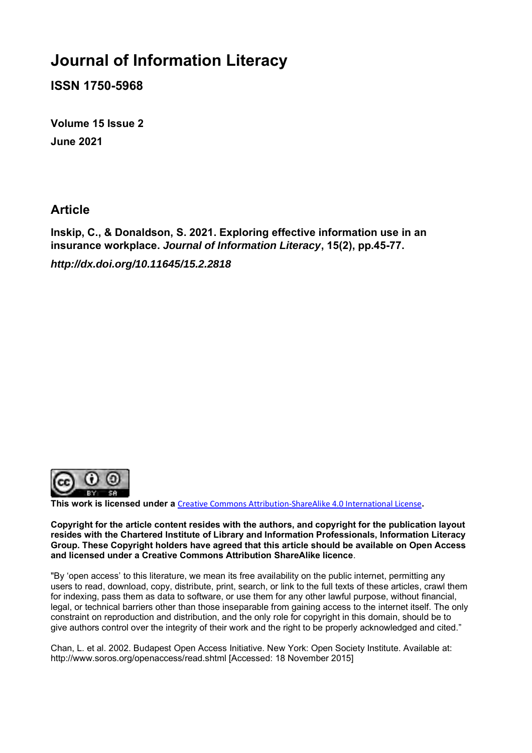# Journal of Information Literacy

**ISSN 1750-5968**

**Volume 15 Issue 2**

**June 2021**

## Article

**Inskip, C., & Donaldson, S. 2021. Exploring effective information use in an insurance workplace. *Journal of Information Literacy*, 15(2), pp.45-77.**

***http://dx.doi.org/10.11645/15.2.2818***

**This work is licensed under a** Creative Commons Attribution-ShareAlike 4.0 International License**.**

**Copyright for the article content resides with the authors, and copyright for the publication layout resides with the Chartered Institute of Library and Information Professionals, Information Literacy Group. These Copyright holders have agreed that this article should be available on Open Access and licensed under a Creative Commons Attribution ShareAlike licence**.

"By 'open access' to this literature, we mean its free availability on the public internet, permitting any users to read, download, copy, distribute, print, search, or link to the full texts of these articles, crawl them for indexing, pass them as data to software, or use them for any other lawful purpose, without financial, legal, or technical barriers other than those inseparable from gaining access to the internet itself. The only constraint on reproduction and distribution, and the only role for copyright in this domain, should be to give authors control over the integrity of their work and the right to be properly acknowledged and cited."

Chan, L. et al. 2002. Budapest Open Access Initiative. New York: Open Society Institute. Available at: http://www.soros.org/openaccess/read.shtml [Accessed: 18 November 2015]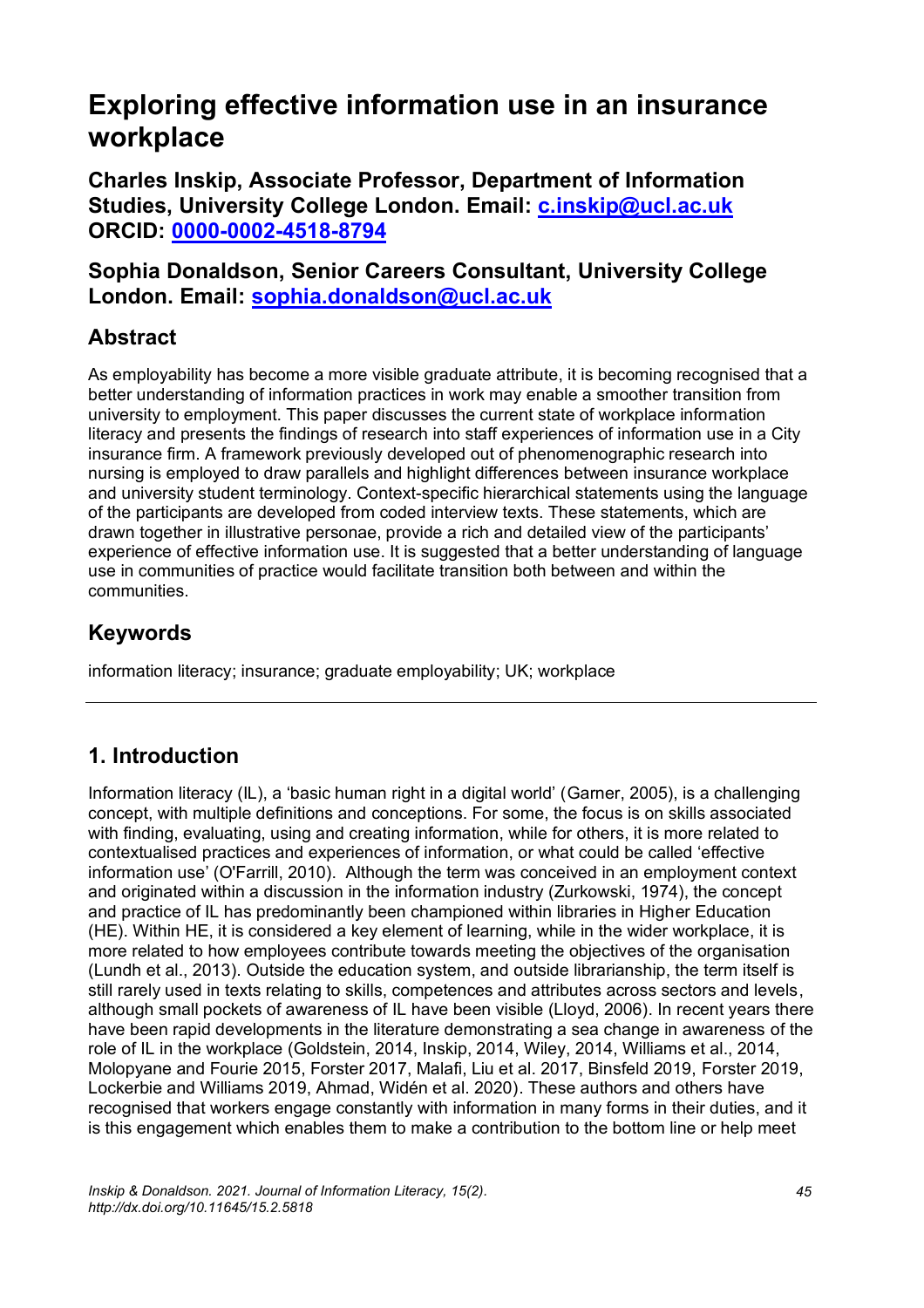# Exploring effective information use in an insurance workplace

**Charles Inskip, Associate Professor, Department of Information Studies, University College London. Email: [c.inskip@ucl.ac.uk](mailto:c.inskip@ucl.ac.uk) ORCID: [0000-0002-4518-8794](https://orcid.org/0000-0002-4518-8794)**

**Sophia Donaldson, Senior Careers Consultant, University College London. Email: [sophia.donaldson@ucl.ac.uk](mailto:sophia.donaldson@ucl.ac.uk)**

## Abstract

As employability has become a more visible graduate attribute, it is becoming recognised that a better understanding of information practices in work may enable a smoother transition from university to employment. This paper discusses the current state of workplace information literacy and presents the findings of research into staff experiences of information use in a City insurance firm. A framework previously developed out of phenomenographic research into nursing is employed to draw parallels and highlight differences between insurance workplace and university student terminology. Context-specific hierarchical statements using the language of the participants are developed from coded interview texts. These statements, which are drawn together in illustrative personae, provide a rich and detailed view of the participants' experience of effective information use. It is suggested that a better understanding of language use in communities of practice would facilitate transition both between and within the communities.

## Keywords

information literacy; insurance; graduate employability; UK; workplace

---

## 1. Introduction

Information literacy (IL), a 'basic human right in a digital world' (Garner, 2005), is a challenging concept, with multiple definitions and conceptions. For some, the focus is on skills associated with finding, evaluating, using and creating information, while for others, it is more related to contextualised practices and experiences of information, or what could be called 'effective information use' (O'Farrill, 2010). Although the term was conceived in an employment context and originated within a discussion in the information industry (Zurkowski, 1974), the concept and practice of IL has predominantly been championed within libraries in Higher Education (HE). Within HE, it is considered a key element of learning, while in the wider workplace, it is more related to how employees contribute towards meeting the objectives of the organisation (Lundh et al., 2013). Outside the education system, and outside librarianship, the term itself is still rarely used in texts relating to skills, competences and attributes across sectors and levels, although small pockets of awareness of IL have been visible (Lloyd, 2006). In recent years there have been rapid developments in the literature demonstrating a sea change in awareness of the role of IL in the workplace (Goldstein, 2014, Inskip, 2014, Wiley, 2014, Williams et al., 2014, Molopyane and Fourie 2015, Forster 2017, Malafi, Liu et al. 2017, Binsfeld 2019, Forster 2019, Lockerbie and Williams 2019, Ahmad, Widén et al. 2020). These authors and others have recognised that workers engage constantly with information in many forms in their duties, and it is this engagement which enables them to make a contribution to the bottom line or help meet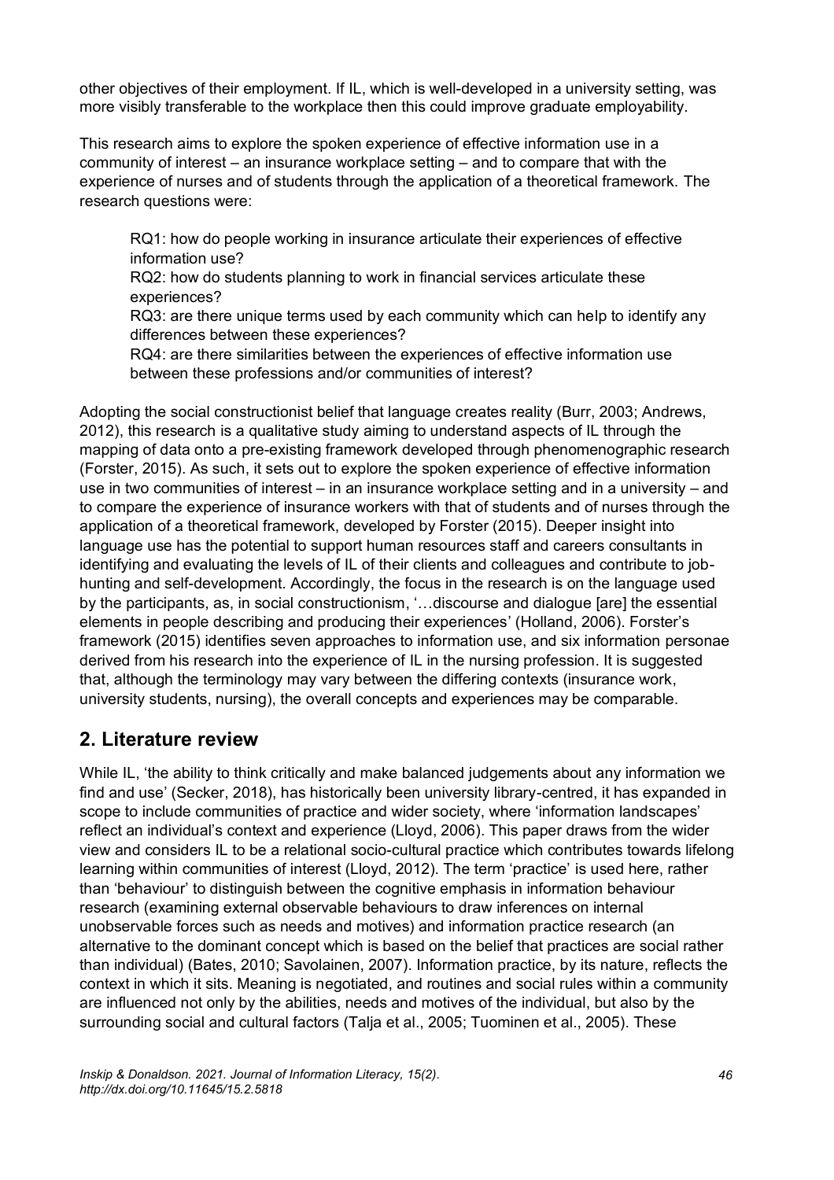other objectives of their employment. If IL, which is well-developed in a university setting, was more visibly transferable to the workplace then this could improve graduate employability.

This research aims to explore the spoken experience of effective information use in a community of interest – an insurance workplace setting – and to compare that with the experience of nurses and of students through the application of a theoretical framework. The research questions were:

> RQ1: how do people working in insurance articulate their experiences of effective information use?
> RQ2: how do students planning to work in financial services articulate these experiences?
> RQ3: are there unique terms used by each community which can help to identify any differences between these experiences?
> RQ4: are there similarities between the experiences of effective information use between these professions and/or communities of interest?

Adopting the social constructionist belief that language creates reality (Burr, 2003; Andrews, 2012), this research is a qualitative study aiming to understand aspects of IL through the mapping of data onto a pre-existing framework developed through phenomenographic research (Forster, 2015). As such, it sets out to explore the spoken experience of effective information use in two communities of interest – in an insurance workplace setting and in a university – and to compare the experience of insurance workers with that of students and of nurses through the application of a theoretical framework, developed by Forster (2015). Deeper insight into language use has the potential to support human resources staff and careers consultants in identifying and evaluating the levels of IL of their clients and colleagues and contribute to job-hunting and self-development. Accordingly, the focus in the research is on the language used by the participants, as, in social constructionism, '…discourse and dialogue [are] the essential elements in people describing and producing their experiences' (Holland, 2006). Forster's framework (2015) identifies seven approaches to information use, and six information personae derived from his research into the experience of IL in the nursing profession. It is suggested that, although the terminology may vary between the differing contexts (insurance work, university students, nursing), the overall concepts and experiences may be comparable.

## 2. Literature review

While IL, 'the ability to think critically and make balanced judgements about any information we find and use' (Secker, 2018), has historically been university library-centred, it has expanded in scope to include communities of practice and wider society, where 'information landscapes' reflect an individual's context and experience (Lloyd, 2006). This paper draws from the wider view and considers IL to be a relational socio-cultural practice which contributes towards lifelong learning within communities of interest (Lloyd, 2012). The term 'practice' is used here, rather than 'behaviour' to distinguish between the cognitive emphasis in information behaviour research (examining external observable behaviours to draw inferences on internal unobservable forces such as needs and motives) and information practice research (an alternative to the dominant concept which is based on the belief that practices are social rather than individual) (Bates, 2010; Savolainen, 2007). Information practice, by its nature, reflects the context in which it sits. Meaning is negotiated, and routines and social rules within a community are influenced not only by the abilities, needs and motives of the individual, but also by the surrounding social and cultural factors (Talja et al., 2005; Tuominen et al., 2005). These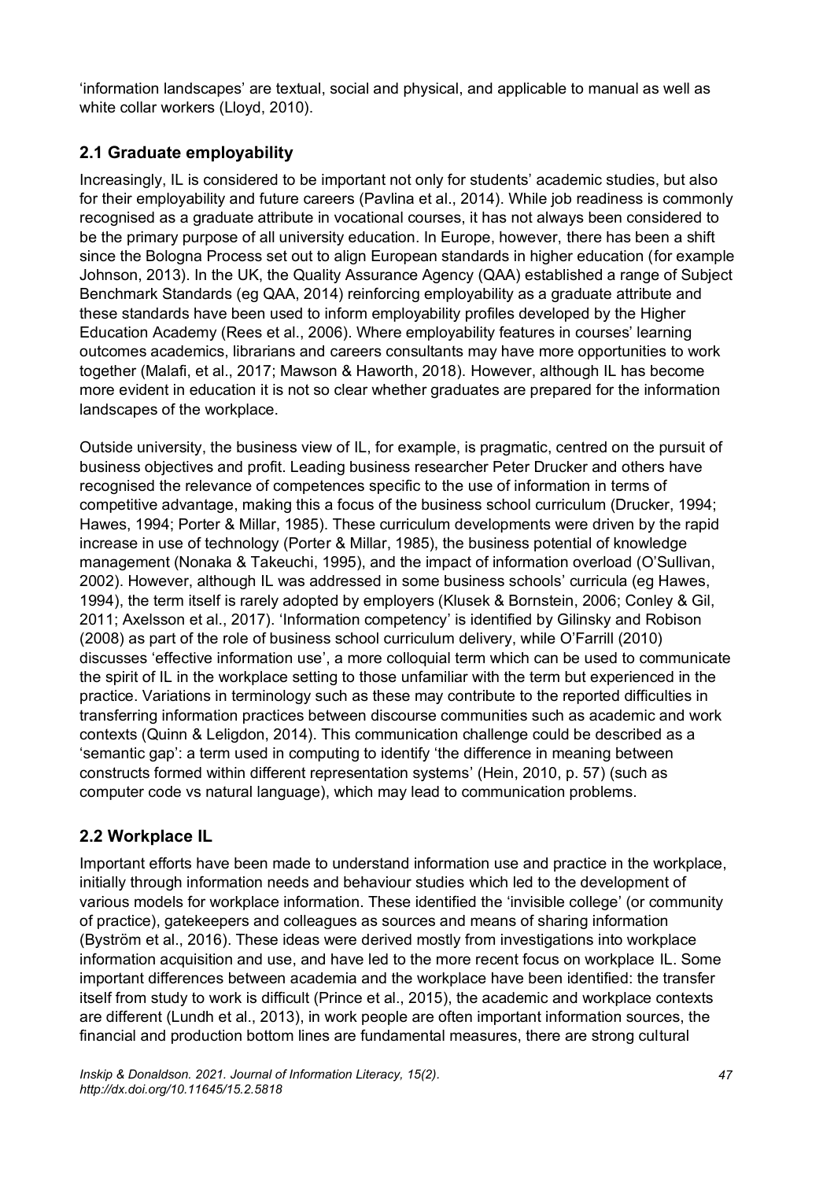'information landscapes' are textual, social and physical, and applicable to manual as well as white collar workers (Lloyd, 2010).

## 2.1 Graduate employability

Increasingly, IL is considered to be important not only for students' academic studies, but also for their employability and future careers (Pavlina et al., 2014). While job readiness is commonly recognised as a graduate attribute in vocational courses, it has not always been considered to be the primary purpose of all university education. In Europe, however, there has been a shift since the Bologna Process set out to align European standards in higher education (for example Johnson, 2013). In the UK, the Quality Assurance Agency (QAA) established a range of Subject Benchmark Standards (eg QAA, 2014) reinforcing employability as a graduate attribute and these standards have been used to inform employability profiles developed by the Higher Education Academy (Rees et al., 2006). Where employability features in courses' learning outcomes academics, librarians and careers consultants may have more opportunities to work together (Malafi, et al., 2017; Mawson & Haworth, 2018). However, although IL has become more evident in education it is not so clear whether graduates are prepared for the information landscapes of the workplace.

Outside university, the business view of IL, for example, is pragmatic, centred on the pursuit of business objectives and profit. Leading business researcher Peter Drucker and others have recognised the relevance of competences specific to the use of information in terms of competitive advantage, making this a focus of the business school curriculum (Drucker, 1994; Hawes, 1994; Porter & Millar, 1985). These curriculum developments were driven by the rapid increase in use of technology (Porter & Millar, 1985), the business potential of knowledge management (Nonaka & Takeuchi, 1995), and the impact of information overload (O'Sullivan, 2002). However, although IL was addressed in some business schools' curricula (eg Hawes, 1994), the term itself is rarely adopted by employers (Klusek & Bornstein, 2006; Conley & Gil, 2011; Axelsson et al., 2017). 'Information competency' is identified by Gilinsky and Robison (2008) as part of the role of business school curriculum delivery, while O'Farrill (2010) discusses 'effective information use', a more colloquial term which can be used to communicate the spirit of IL in the workplace setting to those unfamiliar with the term but experienced in the practice. Variations in terminology such as these may contribute to the reported difficulties in transferring information practices between discourse communities such as academic and work contexts (Quinn & Leligdon, 2014). This communication challenge could be described as a 'semantic gap': a term used in computing to identify 'the difference in meaning between constructs formed within different representation systems' (Hein, 2010, p. 57) (such as computer code vs natural language), which may lead to communication problems.

## 2.2 Workplace IL

Important efforts have been made to understand information use and practice in the workplace, initially through information needs and behaviour studies which led to the development of various models for workplace information. These identified the 'invisible college' (or community of practice), gatekeepers and colleagues as sources and means of sharing information (Byström et al., 2016). These ideas were derived mostly from investigations into workplace information acquisition and use, and have led to the more recent focus on workplace IL. Some important differences between academia and the workplace have been identified: the transfer itself from study to work is difficult (Prince et al., 2015), the academic and workplace contexts are different (Lundh et al., 2013), in work people are often important information sources, the financial and production bottom lines are fundamental measures, there are strong cultural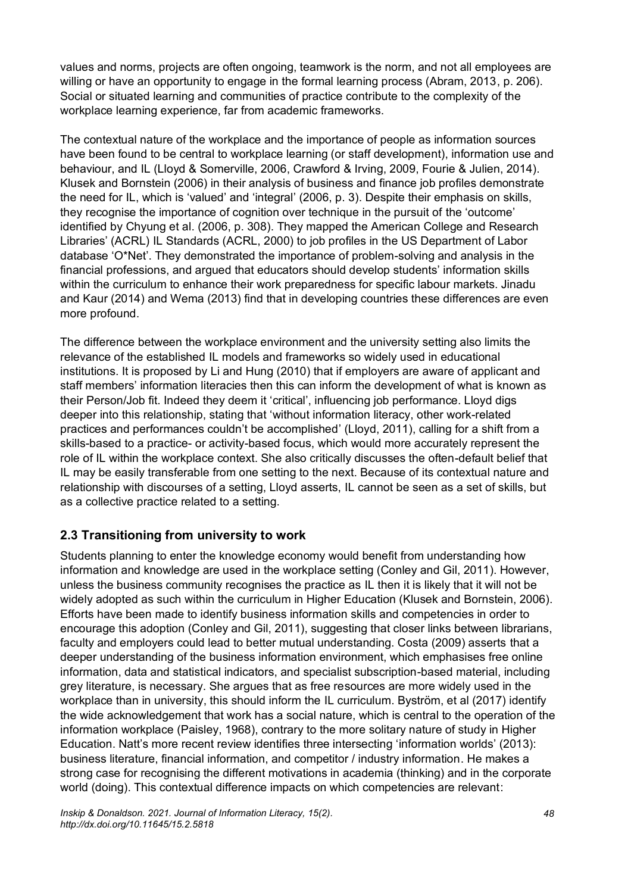values and norms, projects are often ongoing, teamwork is the norm, and not all employees are willing or have an opportunity to engage in the formal learning process (Abram, 2013, p. 206). Social or situated learning and communities of practice contribute to the complexity of the workplace learning experience, far from academic frameworks.

The contextual nature of the workplace and the importance of people as information sources have been found to be central to workplace learning (or staff development), information use and behaviour, and IL (Lloyd & Somerville, 2006, Crawford & Irving, 2009, Fourie & Julien, 2014). Klusek and Bornstein (2006) in their analysis of business and finance job profiles demonstrate the need for IL, which is 'valued' and 'integral' (2006, p. 3). Despite their emphasis on skills, they recognise the importance of cognition over technique in the pursuit of the 'outcome' identified by Chyung et al. (2006, p. 308). They mapped the American College and Research Libraries' (ACRL) IL Standards (ACRL, 2000) to job profiles in the US Department of Labor database 'O*Net'. They demonstrated the importance of problem-solving and analysis in the financial professions, and argued that educators should develop students' information skills within the curriculum to enhance their work preparedness for specific labour markets. Jinadu and Kaur (2014) and Wema (2013) find that in developing countries these differences are even more profound.

The difference between the workplace environment and the university setting also limits the relevance of the established IL models and frameworks so widely used in educational institutions. It is proposed by Li and Hung (2010) that if employers are aware of applicant and staff members' information literacies then this can inform the development of what is known as their Person/Job fit. Indeed they deem it 'critical', influencing job performance. Lloyd digs deeper into this relationship, stating that 'without information literacy, other work-related practices and performances couldn't be accomplished' (Lloyd, 2011), calling for a shift from a skills-based to a practice- or activity-based focus, which would more accurately represent the role of IL within the workplace context. She also critically discusses the often-default belief that IL may be easily transferable from one setting to the next. Because of its contextual nature and relationship with discourses of a setting, Lloyd asserts, IL cannot be seen as a set of skills, but as a collective practice related to a setting.

## 2.3 Transitioning from university to work

Students planning to enter the knowledge economy would benefit from understanding how information and knowledge are used in the workplace setting (Conley and Gil, 2011). However, unless the business community recognises the practice as IL then it is likely that it will not be widely adopted as such within the curriculum in Higher Education (Klusek and Bornstein, 2006). Efforts have been made to identify business information skills and competencies in order to encourage this adoption (Conley and Gil, 2011), suggesting that closer links between librarians, faculty and employers could lead to better mutual understanding. Costa (2009) asserts that a deeper understanding of the business information environment, which emphasises free online information, data and statistical indicators, and specialist subscription-based material, including grey literature, is necessary. She argues that as free resources are more widely used in the workplace than in university, this should inform the IL curriculum. Byström, et al (2017) identify the wide acknowledgement that work has a social nature, which is central to the operation of the information workplace (Paisley, 1968), contrary to the more solitary nature of study in Higher Education. Natt's more recent review identifies three intersecting 'information worlds' (2013): business literature, financial information, and competitor / industry information. He makes a strong case for recognising the different motivations in academia (thinking) and in the corporate world (doing). This contextual difference impacts on which competencies are relevant: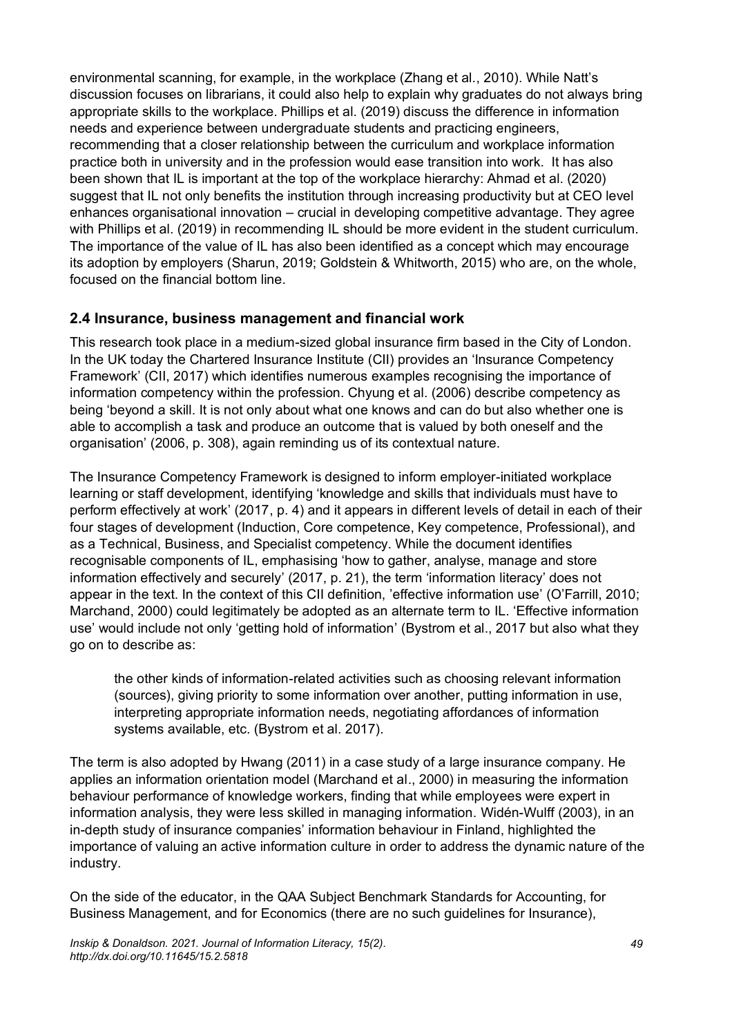environmental scanning, for example, in the workplace (Zhang et al., 2010). While Natt's discussion focuses on librarians, it could also help to explain why graduates do not always bring appropriate skills to the workplace. Phillips et al. (2019) discuss the difference in information needs and experience between undergraduate students and practicing engineers, recommending that a closer relationship between the curriculum and workplace information practice both in university and in the profession would ease transition into work. It has also been shown that IL is important at the top of the workplace hierarchy: Ahmad et al. (2020) suggest that IL not only benefits the institution through increasing productivity but at CEO level enhances organisational innovation – crucial in developing competitive advantage. They agree with Phillips et al. (2019) in recommending IL should be more evident in the student curriculum. The importance of the value of IL has also been identified as a concept which may encourage its adoption by employers (Sharun, 2019; Goldstein & Whitworth, 2015) who are, on the whole, focused on the financial bottom line.

## 2.4 Insurance, business management and financial work

This research took place in a medium-sized global insurance firm based in the City of London. In the UK today the Chartered Insurance Institute (CII) provides an 'Insurance Competency Framework' (CII, 2017) which identifies numerous examples recognising the importance of information competency within the profession. Chyung et al. (2006) describe competency as being 'beyond a skill. It is not only about what one knows and can do but also whether one is able to accomplish a task and produce an outcome that is valued by both oneself and the organisation' (2006, p. 308), again reminding us of its contextual nature.

The Insurance Competency Framework is designed to inform employer-initiated workplace learning or staff development, identifying 'knowledge and skills that individuals must have to perform effectively at work' (2017, p. 4) and it appears in different levels of detail in each of their four stages of development (Induction, Core competence, Key competence, Professional), and as a Technical, Business, and Specialist competency. While the document identifies recognisable components of IL, emphasising 'how to gather, analyse, manage and store information effectively and securely' (2017, p. 21), the term 'information literacy' does not appear in the text. In the context of this CII definition, 'effective information use' (O'Farrill, 2010; Marchand, 2000) could legitimately be adopted as an alternate term to IL. 'Effective information use' would include not only 'getting hold of information' (Bystrom et al., 2017 but also what they go on to describe as:

> the other kinds of information-related activities such as choosing relevant information (sources), giving priority to some information over another, putting information in use, interpreting appropriate information needs, negotiating affordances of information systems available, etc. (Bystrom et al. 2017).

The term is also adopted by Hwang (2011) in a case study of a large insurance company. He applies an information orientation model (Marchand et al., 2000) in measuring the information behaviour performance of knowledge workers, finding that while employees were expert in information analysis, they were less skilled in managing information. Widén-Wulff (2003), in an in-depth study of insurance companies' information behaviour in Finland, highlighted the importance of valuing an active information culture in order to address the dynamic nature of the industry.

On the side of the educator, in the QAA Subject Benchmark Standards for Accounting, for Business Management, and for Economics (there are no such guidelines for Insurance),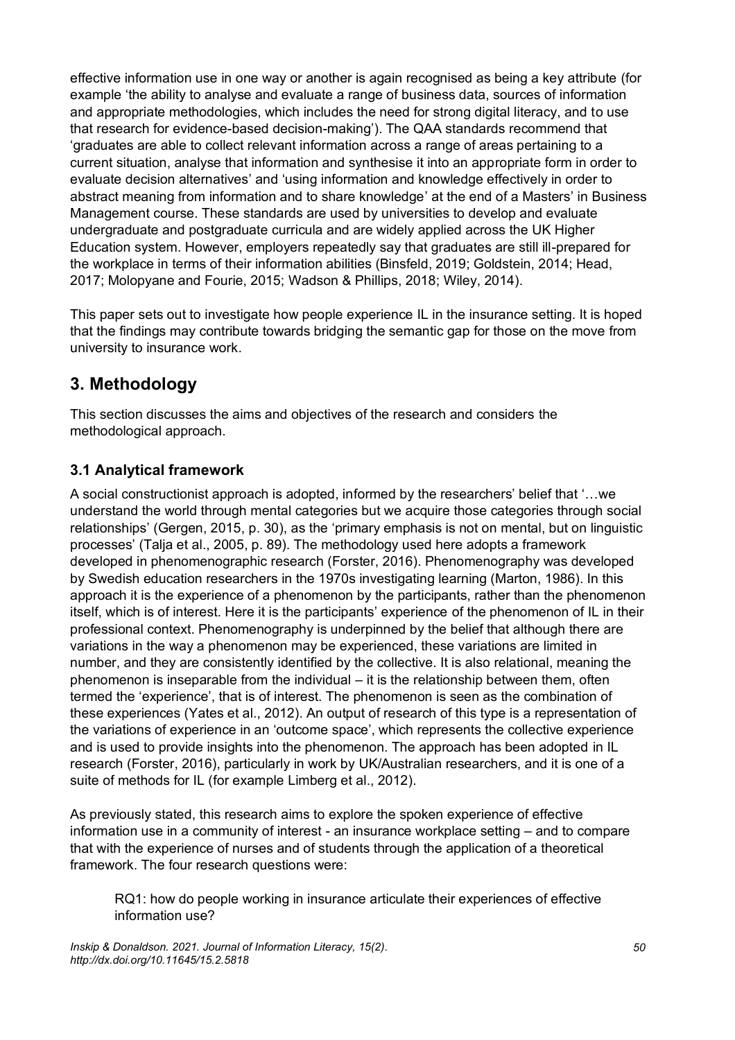effective information use in one way or another is again recognised as being a key attribute (for example 'the ability to analyse and evaluate a range of business data, sources of information and appropriate methodologies, which includes the need for strong digital literacy, and to use that research for evidence-based decision-making'). The QAA standards recommend that 'graduates are able to collect relevant information across a range of areas pertaining to a current situation, analyse that information and synthesise it into an appropriate form in order to evaluate decision alternatives' and 'using information and knowledge effectively in order to abstract meaning from information and to share knowledge' at the end of a Masters' in Business Management course. These standards are used by universities to develop and evaluate undergraduate and postgraduate curricula and are widely applied across the UK Higher Education system. However, employers repeatedly say that graduates are still ill-prepared for the workplace in terms of their information abilities (Binsfeld, 2019; Goldstein, 2014; Head, 2017; Molopyane and Fourie, 2015; Wadson & Phillips, 2018; Wiley, 2014).

This paper sets out to investigate how people experience IL in the insurance setting. It is hoped that the findings may contribute towards bridging the semantic gap for those on the move from university to insurance work.

## 3. Methodology

This section discusses the aims and objectives of the research and considers the methodological approach.

### 3.1 Analytical framework

A social constructionist approach is adopted, informed by the researchers' belief that '…we understand the world through mental categories but we acquire those categories through social relationships' (Gergen, 2015, p. 30), as the 'primary emphasis is not on mental, but on linguistic processes' (Talja et al., 2005, p. 89). The methodology used here adopts a framework developed in phenomenographic research (Forster, 2016). Phenomenography was developed by Swedish education researchers in the 1970s investigating learning (Marton, 1986). In this approach it is the experience of a phenomenon by the participants, rather than the phenomenon itself, which is of interest. Here it is the participants' experience of the phenomenon of IL in their professional context. Phenomenography is underpinned by the belief that although there are variations in the way a phenomenon may be experienced, these variations are limited in number, and they are consistently identified by the collective. It is also relational, meaning the phenomenon is inseparable from the individual – it is the relationship between them, often termed the 'experience', that is of interest. The phenomenon is seen as the combination of these experiences (Yates et al., 2012). An output of research of this type is a representation of the variations of experience in an 'outcome space', which represents the collective experience and is used to provide insights into the phenomenon. The approach has been adopted in IL research (Forster, 2016), particularly in work by UK/Australian researchers, and it is one of a suite of methods for IL (for example Limberg et al., 2012).

As previously stated, this research aims to explore the spoken experience of effective information use in a community of interest - an insurance workplace setting – and to compare that with the experience of nurses and of students through the application of a theoretical framework. The four research questions were:

> RQ1: how do people working in insurance articulate their experiences of effective information use?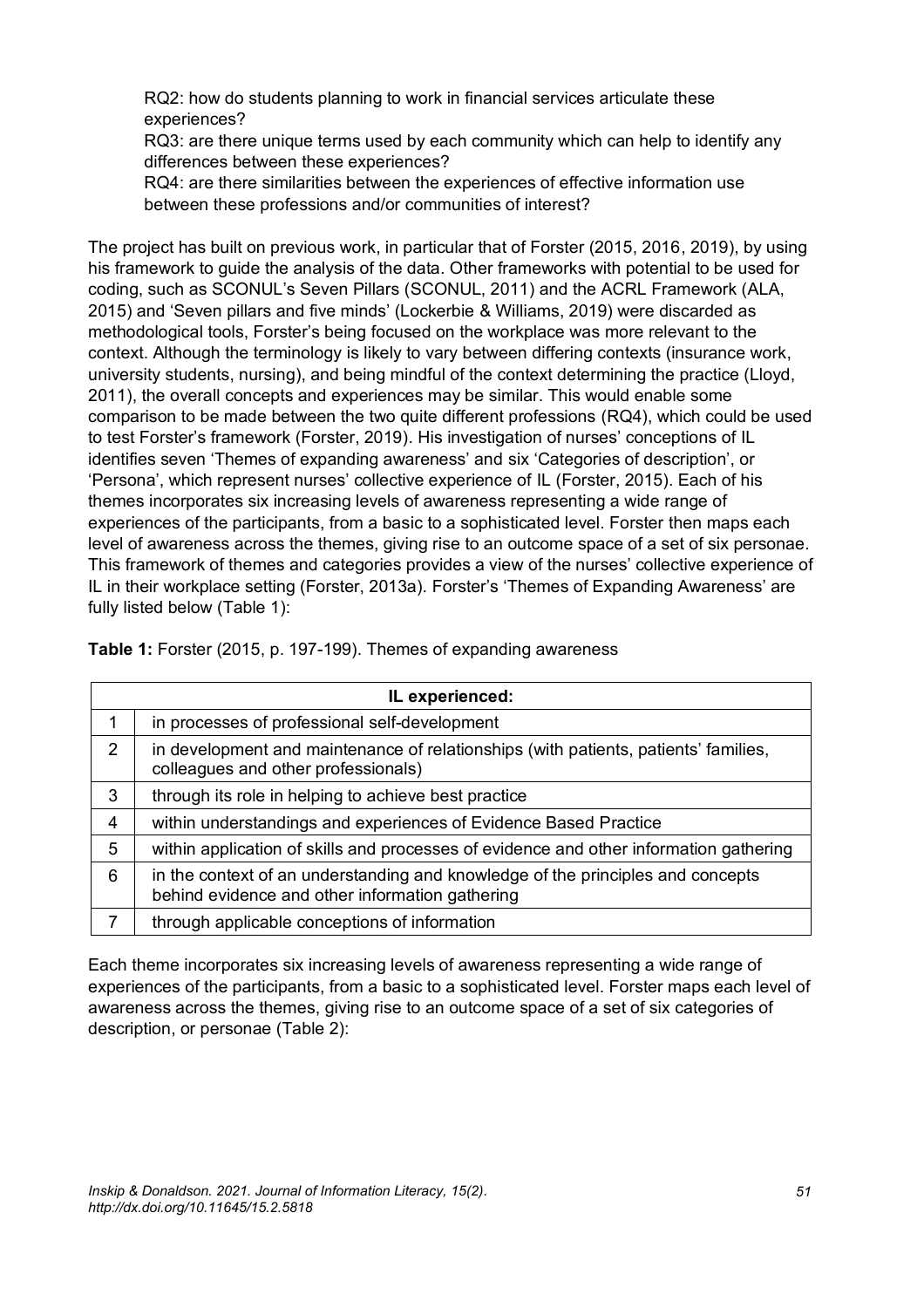RQ2: how do students planning to work in financial services articulate these experiences?
RQ3: are there unique terms used by each community which can help to identify any differences between these experiences?
RQ4: are there similarities between the experiences of effective information use between these professions and/or communities of interest?

The project has built on previous work, in particular that of Forster (2015, 2016, 2019), by using his framework to guide the analysis of the data. Other frameworks with potential to be used for coding, such as SCONUL's Seven Pillars (SCONUL, 2011) and the ACRL Framework (ALA, 2015) and 'Seven pillars and five minds' (Lockerbie & Williams, 2019) were discarded as methodological tools, Forster's being focused on the workplace was more relevant to the context. Although the terminology is likely to vary between differing contexts (insurance work, university students, nursing), and being mindful of the context determining the practice (Lloyd, 2011), the overall concepts and experiences may be similar. This would enable some comparison to be made between the two quite different professions (RQ4), which could be used to test Forster's framework (Forster, 2019). His investigation of nurses' conceptions of IL identifies seven 'Themes of expanding awareness' and six 'Categories of description', or 'Persona', which represent nurses' collective experience of IL (Forster, 2015). Each of his themes incorporates six increasing levels of awareness representing a wide range of experiences of the participants, from a basic to a sophisticated level. Forster then maps each level of awareness across the themes, giving rise to an outcome space of a set of six personae. This framework of themes and categories provides a view of the nurses' collective experience of IL in their workplace setting (Forster, 2013a). Forster's 'Themes of Expanding Awareness' are fully listed below (Table 1):

**Table 1:** Forster (2015, p. 197-199). Themes of expanding awareness

| | IL experienced: |
|---|---|
| 1 | in processes of professional self-development |
| 2 | in development and maintenance of relationships (with patients, patients' families, colleagues and other professionals) |
| 3 | through its role in helping to achieve best practice |
| 4 | within understandings and experiences of Evidence Based Practice |
| 5 | within application of skills and processes of evidence and other information gathering |
| 6 | in the context of an understanding and knowledge of the principles and concepts behind evidence and other information gathering |
| 7 | through applicable conceptions of information |

Each theme incorporates six increasing levels of awareness representing a wide range of experiences of the participants, from a basic to a sophisticated level. Forster maps each level of awareness across the themes, giving rise to an outcome space of a set of six categories of description, or personae (Table 2):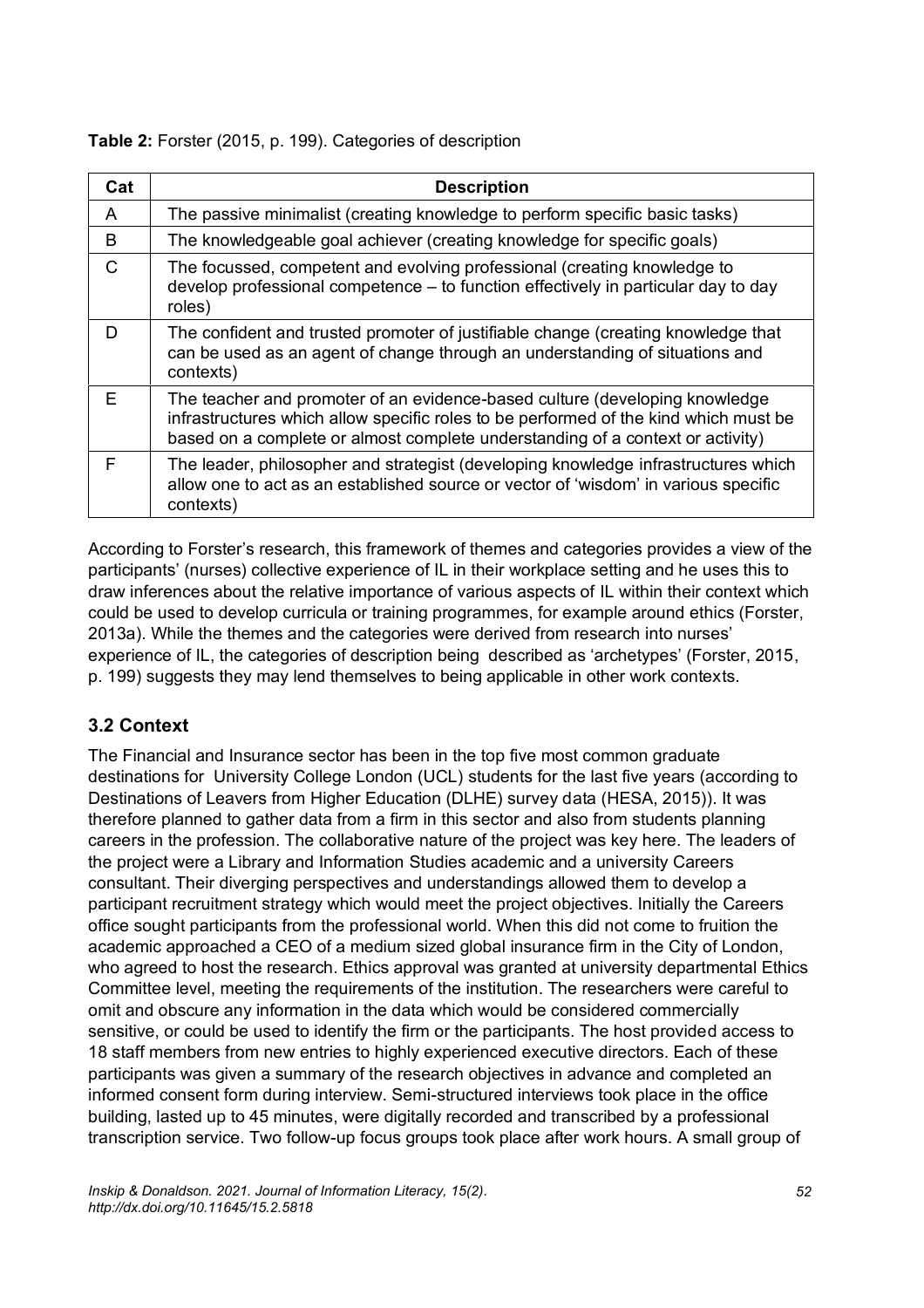**Table 2:** Forster (2015, p. 199). Categories of description

| Cat | Description |
|---|---|
| A | The passive minimalist (creating knowledge to perform specific basic tasks) |
| B | The knowledgeable goal achiever (creating knowledge for specific goals) |
| C | The focussed, competent and evolving professional (creating knowledge to develop professional competence – to function effectively in particular day to day roles) |
| D | The confident and trusted promoter of justifiable change (creating knowledge that can be used as an agent of change through an understanding of situations and contexts) |
| E | The teacher and promoter of an evidence-based culture (developing knowledge infrastructures which allow specific roles to be performed of the kind which must be based on a complete or almost complete understanding of a context or activity) |
| F | The leader, philosopher and strategist (developing knowledge infrastructures which allow one to act as an established source or vector of 'wisdom' in various specific contexts) |

According to Forster's research, this framework of themes and categories provides a view of the participants' (nurses) collective experience of IL in their workplace setting and he uses this to draw inferences about the relative importance of various aspects of IL within their context which could be used to develop curricula or training programmes, for example around ethics (Forster, 2013a). While the themes and the categories were derived from research into nurses' experience of IL, the categories of description being described as 'archetypes' (Forster, 2015, p. 199) suggests they may lend themselves to being applicable in other work contexts.

## 3.2 Context

The Financial and Insurance sector has been in the top five most common graduate destinations for University College London (UCL) students for the last five years (according to Destinations of Leavers from Higher Education (DLHE) survey data (HESA, 2015)). It was therefore planned to gather data from a firm in this sector and also from students planning careers in the profession. The collaborative nature of the project was key here. The leaders of the project were a Library and Information Studies academic and a university Careers consultant. Their diverging perspectives and understandings allowed them to develop a participant recruitment strategy which would meet the project objectives. Initially the Careers office sought participants from the professional world. When this did not come to fruition the academic approached a CEO of a medium sized global insurance firm in the City of London, who agreed to host the research. Ethics approval was granted at university departmental Ethics Committee level, meeting the requirements of the institution. The researchers were careful to omit and obscure any information in the data which would be considered commercially sensitive, or could be used to identify the firm or the participants. The host provided access to 18 staff members from new entries to highly experienced executive directors. Each of these participants was given a summary of the research objectives in advance and completed an informed consent form during interview. Semi-structured interviews took place in the office building, lasted up to 45 minutes, were digitally recorded and transcribed by a professional transcription service. Two follow-up focus groups took place after work hours. A small group of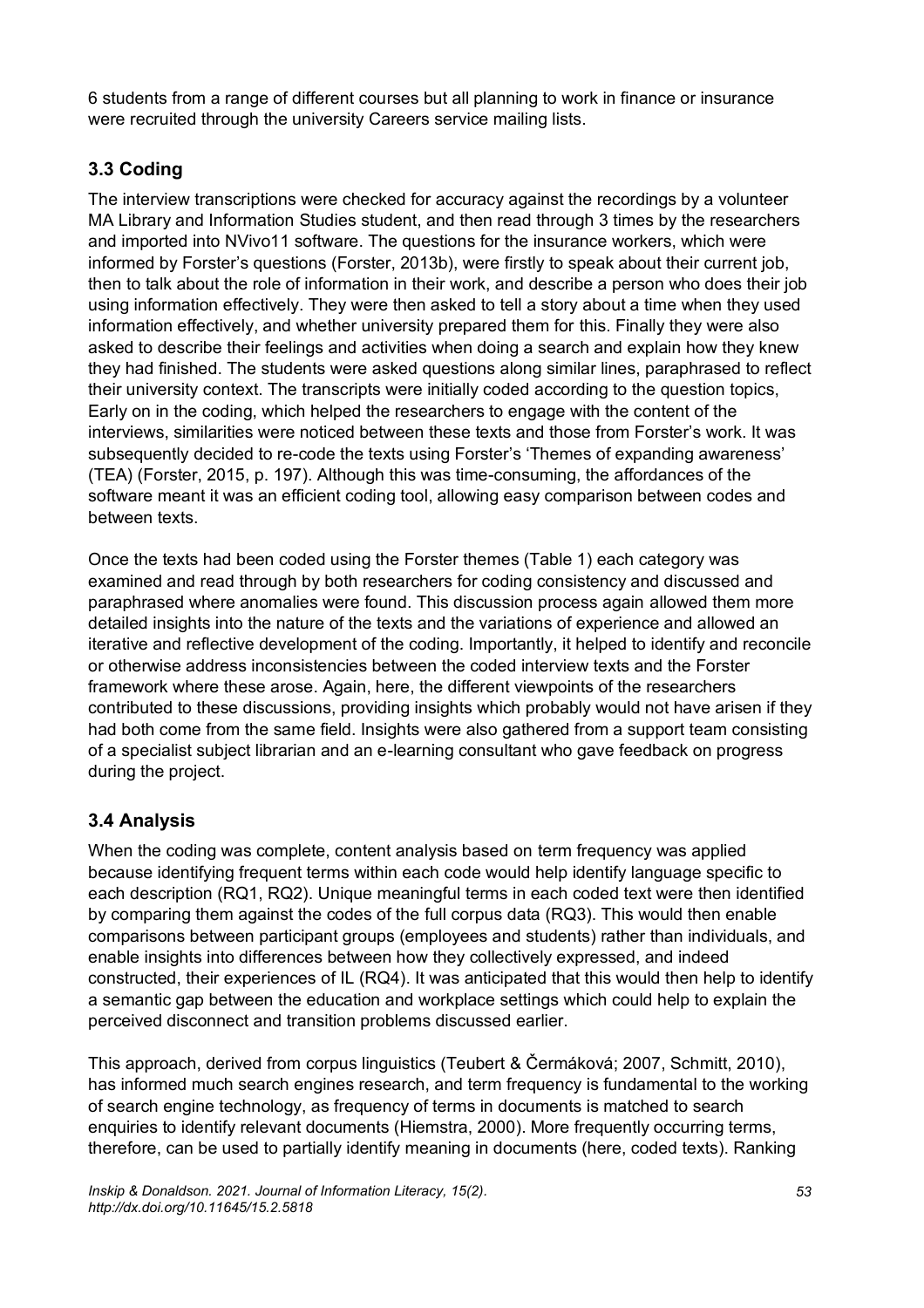6 students from a range of different courses but all planning to work in finance or insurance were recruited through the university Careers service mailing lists.

### 3.3 Coding

The interview transcriptions were checked for accuracy against the recordings by a volunteer MA Library and Information Studies student, and then read through 3 times by the researchers and imported into NVivo11 software. The questions for the insurance workers, which were informed by Forster's questions (Forster, 2013b), were firstly to speak about their current job, then to talk about the role of information in their work, and describe a person who does their job using information effectively. They were then asked to tell a story about a time when they used information effectively, and whether university prepared them for this. Finally they were also asked to describe their feelings and activities when doing a search and explain how they knew they had finished. The students were asked questions along similar lines, paraphrased to reflect their university context. The transcripts were initially coded according to the question topics, Early on in the coding, which helped the researchers to engage with the content of the interviews, similarities were noticed between these texts and those from Forster's work. It was subsequently decided to re-code the texts using Forster's 'Themes of expanding awareness' (TEA) (Forster, 2015, p. 197). Although this was time-consuming, the affordances of the software meant it was an efficient coding tool, allowing easy comparison between codes and between texts.

Once the texts had been coded using the Forster themes (Table 1) each category was examined and read through by both researchers for coding consistency and discussed and paraphrased where anomalies were found. This discussion process again allowed them more detailed insights into the nature of the texts and the variations of experience and allowed an iterative and reflective development of the coding. Importantly, it helped to identify and reconcile or otherwise address inconsistencies between the coded interview texts and the Forster framework where these arose. Again, here, the different viewpoints of the researchers contributed to these discussions, providing insights which probably would not have arisen if they had both come from the same field. Insights were also gathered from a support team consisting of a specialist subject librarian and an e-learning consultant who gave feedback on progress during the project.

### 3.4 Analysis

When the coding was complete, content analysis based on term frequency was applied because identifying frequent terms within each code would help identify language specific to each description (RQ1, RQ2). Unique meaningful terms in each coded text were then identified by comparing them against the codes of the full corpus data (RQ3). This would then enable comparisons between participant groups (employees and students) rather than individuals, and enable insights into differences between how they collectively expressed, and indeed constructed, their experiences of IL (RQ4). It was anticipated that this would then help to identify a semantic gap between the education and workplace settings which could help to explain the perceived disconnect and transition problems discussed earlier.

This approach, derived from corpus linguistics (Teubert & Čermáková; 2007, Schmitt, 2010), has informed much search engines research, and term frequency is fundamental to the working of search engine technology, as frequency of terms in documents is matched to search enquiries to identify relevant documents (Hiemstra, 2000). More frequently occurring terms, therefore, can be used to partially identify meaning in documents (here, coded texts). Ranking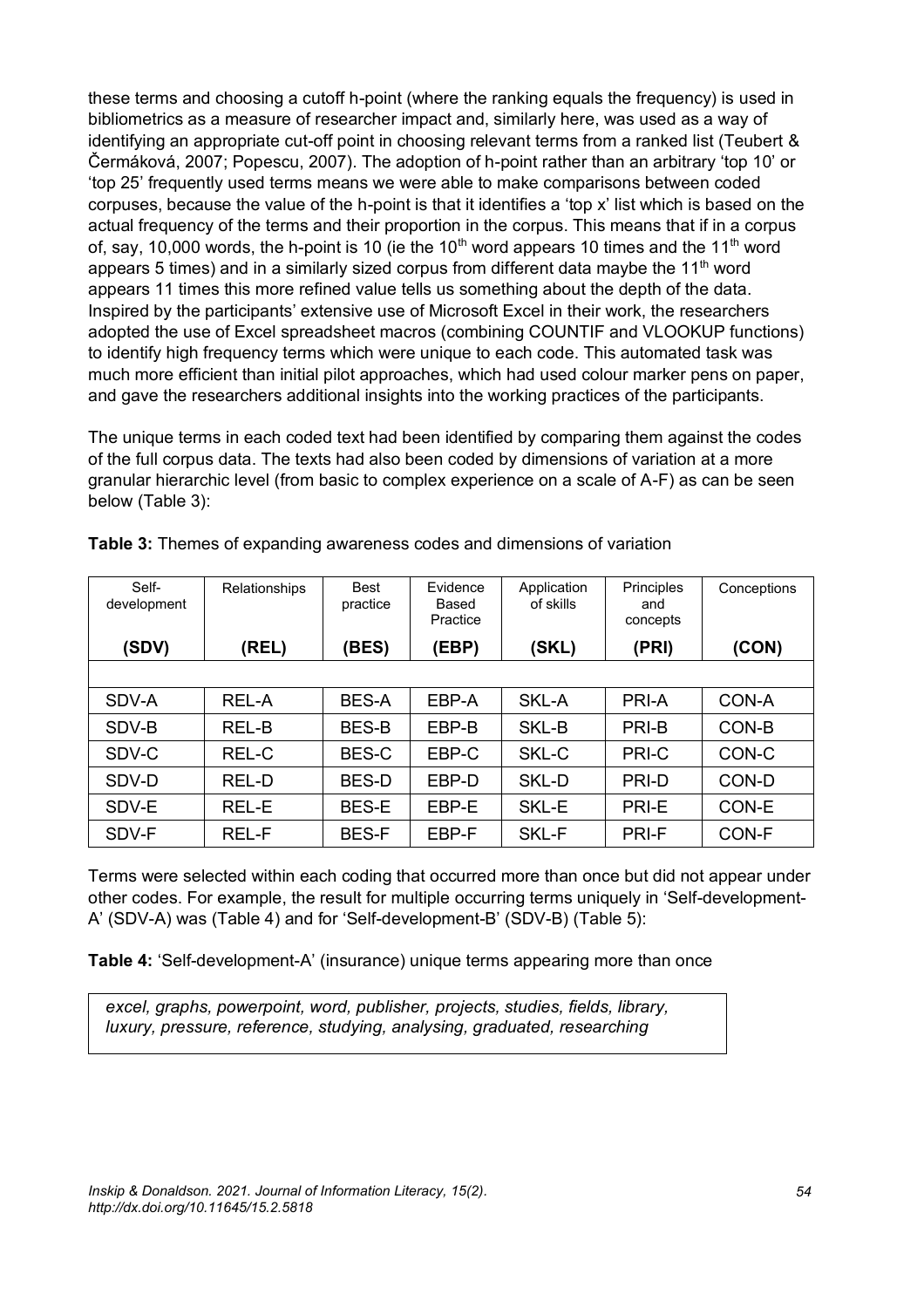these terms and choosing a cutoff h-point (where the ranking equals the frequency) is used in bibliometrics as a measure of researcher impact and, similarly here, was used as a way of identifying an appropriate cut-off point in choosing relevant terms from a ranked list (Teubert & Čermáková, 2007; Popescu, 2007). The adoption of h-point rather than an arbitrary 'top 10' or 'top 25' frequently used terms means we were able to make comparisons between coded corpuses, because the value of the h-point is that it identifies a 'top x' list which is based on the actual frequency of the terms and their proportion in the corpus. This means that if in a corpus of, say, 10,000 words, the h-point is 10 (ie the 10th word appears 10 times and the 11th word appears 5 times) and in a similarly sized corpus from different data maybe the 11th word appears 11 times this more refined value tells us something about the depth of the data. Inspired by the participants' extensive use of Microsoft Excel in their work, the researchers adopted the use of Excel spreadsheet macros (combining COUNTIF and VLOOKUP functions) to identify high frequency terms which were unique to each code. This automated task was much more efficient than initial pilot approaches, which had used colour marker pens on paper, and gave the researchers additional insights into the working practices of the participants.

The unique terms in each coded text had been identified by comparing them against the codes of the full corpus data. The texts had also been coded by dimensions of variation at a more granular hierarchic level (from basic to complex experience on a scale of A-F) as can be seen below (Table 3):

**Table 3:** Themes of expanding awareness codes and dimensions of variation

| Self-development (SDV) | Relationships (REL) | Best practice (BES) | Evidence Based Practice (EBP) | Application of skills (SKL) | Principles and concepts (PRI) | Conceptions (CON) |
|---|---|---|---|---|---|---|
| | | | | | | |
| SDV-A | REL-A | BES-A | EBP-A | SKL-A | PRI-A | CON-A |
| SDV-B | REL-B | BES-B | EBP-B | SKL-B | PRI-B | CON-B |
| SDV-C | REL-C | BES-C | EBP-C | SKL-C | PRI-C | CON-C |
| SDV-D | REL-D | BES-D | EBP-D | SKL-D | PRI-D | CON-D |
| SDV-E | REL-E | BES-E | EBP-E | SKL-E | PRI-E | CON-E |
| SDV-F | REL-F | BES-F | EBP-F | SKL-F | PRI-F | CON-F |

Terms were selected within each coding that occurred more than once but did not appear under other codes. For example, the result for multiple occurring terms uniquely in 'Self-development-A' (SDV-A) was (Table 4) and for 'Self-development-B' (SDV-B) (Table 5):

**Table 4:** 'Self-development-A' (insurance) unique terms appearing more than once

*excel, graphs, powerpoint, word, publisher, projects, studies, fields, library, luxury, pressure, reference, studying, analysing, graduated, researching*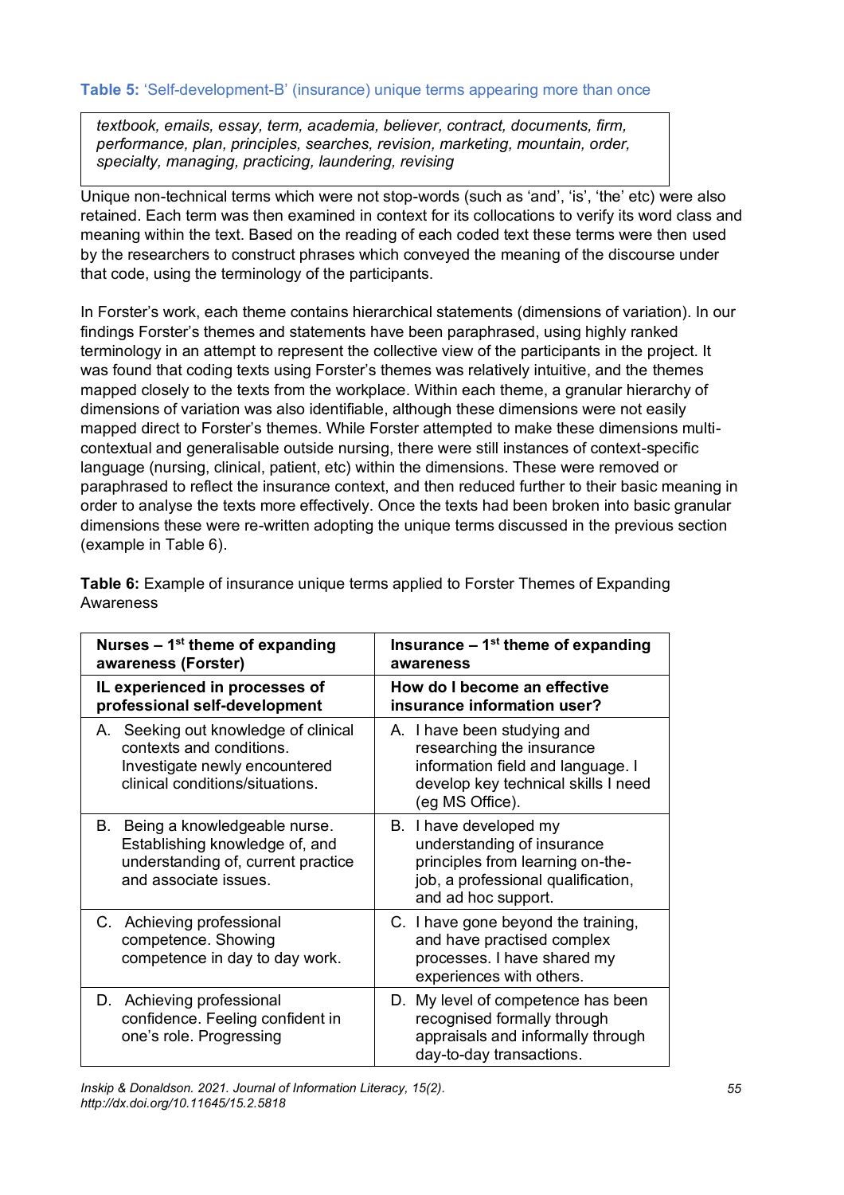**Table 5:** 'Self-development-B' (insurance) unique terms appearing more than once

| *textbook, emails, essay, term, academia, believer, contract, documents, firm, performance, plan, principles, searches, revision, marketing, mountain, order, specialty, managing, practicing, laundering, revising* |
|---|

Unique non-technical terms which were not stop-words (such as 'and', 'is', 'the' etc) were also retained. Each term was then examined in context for its collocations to verify its word class and meaning within the text. Based on the reading of each coded text these terms were then used by the researchers to construct phrases which conveyed the meaning of the discourse under that code, using the terminology of the participants.

In Forster's work, each theme contains hierarchical statements (dimensions of variation). In our findings Forster's themes and statements have been paraphrased, using highly ranked terminology in an attempt to represent the collective view of the participants in the project. It was found that coding texts using Forster's themes was relatively intuitive, and the themes mapped closely to the texts from the workplace. Within each theme, a granular hierarchy of dimensions of variation was also identifiable, although these dimensions were not easily mapped direct to Forster's themes. While Forster attempted to make these dimensions multi-contextual and generalisable outside nursing, there were still instances of context-specific language (nursing, clinical, patient, etc) within the dimensions. These were removed or paraphrased to reflect the insurance context, and then reduced further to their basic meaning in order to analyse the texts more effectively. Once the texts had been broken into basic granular dimensions these were re-written adopting the unique terms discussed in the previous section (example in Table 6).

**Table 6:** Example of insurance unique terms applied to Forster Themes of Expanding Awareness

| **Nurses – 1st theme of expanding awareness (Forster)** | **Insurance – 1st theme of expanding awareness** |
|---|---|
| **IL experienced in processes of professional self-development** | **How do I become an effective insurance information user?** |
| A. Seeking out knowledge of clinical contexts and conditions. Investigate newly encountered clinical conditions/situations. | A. I have been studying and researching the insurance information field and language. I develop key technical skills I need (eg MS Office). |
| B. Being a knowledgeable nurse. Establishing knowledge of, and understanding of, current practice and associate issues. | B. I have developed my understanding of insurance principles from learning on-the-job, a professional qualification, and ad hoc support. |
| C. Achieving professional competence. Showing competence in day to day work. | C. I have gone beyond the training, and have practised complex processes. I have shared my experiences with others. |
| D. Achieving professional confidence. Feeling confident in one's role. Progressing | D. My level of competence has been recognised formally through appraisals and informally through day-to-day transactions. |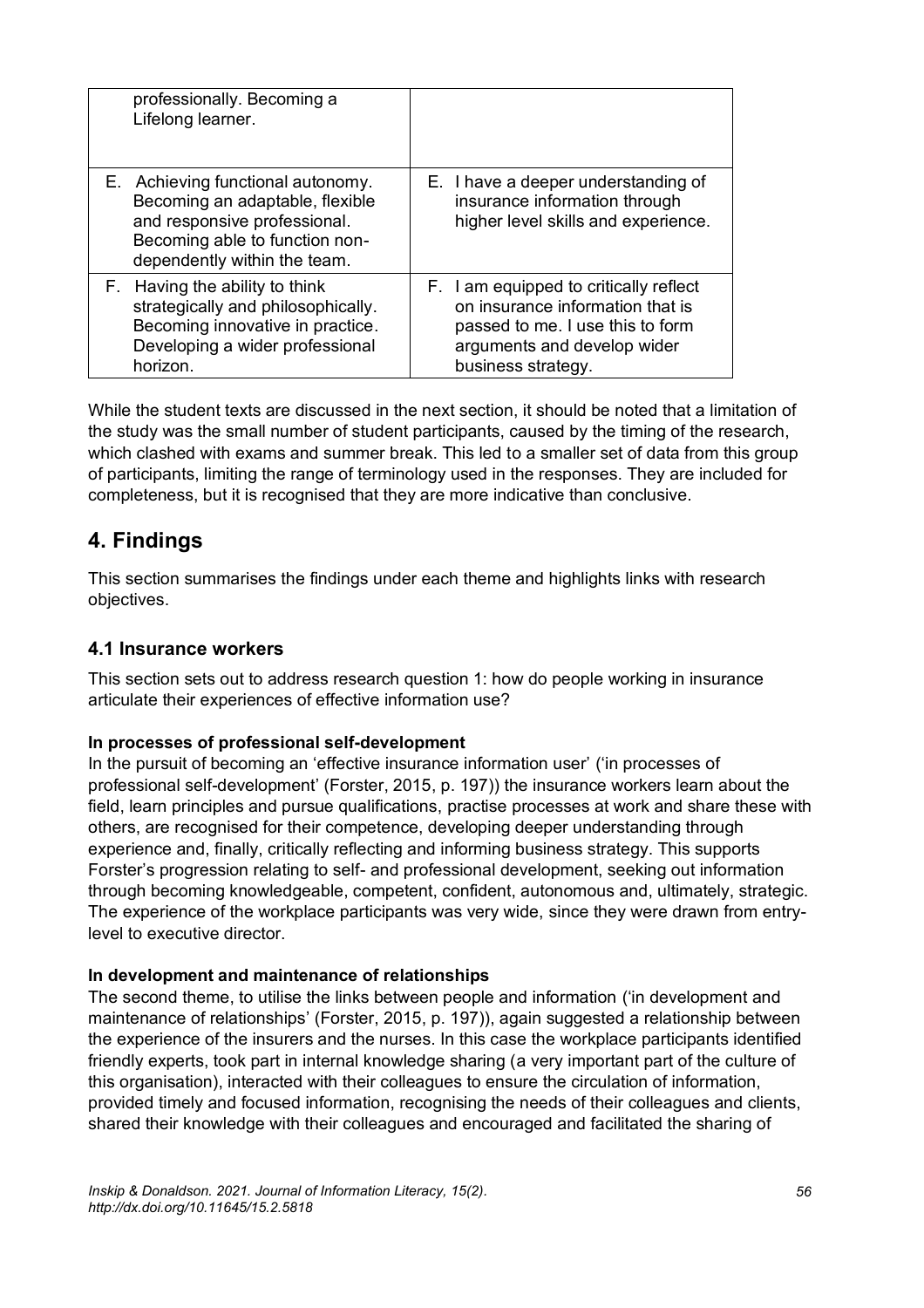| | |
|---|---|
| professionally. Becoming a Lifelong learner. | |
| E. Achieving functional autonomy. Becoming an adaptable, flexible and responsive professional. Becoming able to function non-dependently within the team. | E. I have a deeper understanding of insurance information through higher level skills and experience. |
| F. Having the ability to think strategically and philosophically. Becoming innovative in practice. Developing a wider professional horizon. | F. I am equipped to critically reflect on insurance information that is passed to me. I use this to form arguments and develop wider business strategy. |

While the student texts are discussed in the next section, it should be noted that a limitation of the study was the small number of student participants, caused by the timing of the research, which clashed with exams and summer break. This led to a smaller set of data from this group of participants, limiting the range of terminology used in the responses. They are included for completeness, but it is recognised that they are more indicative than conclusive.

## 4. Findings

This section summarises the findings under each theme and highlights links with research objectives.

### 4.1 Insurance workers

This section sets out to address research question 1: how do people working in insurance articulate their experiences of effective information use?

**In processes of professional self-development**

In the pursuit of becoming an 'effective insurance information user' ('in processes of professional self-development' (Forster, 2015, p. 197)) the insurance workers learn about the field, learn principles and pursue qualifications, practise processes at work and share these with others, are recognised for their competence, developing deeper understanding through experience and, finally, critically reflecting and informing business strategy. This supports Forster's progression relating to self- and professional development, seeking out information through becoming knowledgeable, competent, confident, autonomous and, ultimately, strategic. The experience of the workplace participants was very wide, since they were drawn from entry-level to executive director.

**In development and maintenance of relationships**

The second theme, to utilise the links between people and information ('in development and maintenance of relationships' (Forster, 2015, p. 197)), again suggested a relationship between the experience of the insurers and the nurses. In this case the workplace participants identified friendly experts, took part in internal knowledge sharing (a very important part of the culture of this organisation), interacted with their colleagues to ensure the circulation of information, provided timely and focused information, recognising the needs of their colleagues and clients, shared their knowledge with their colleagues and encouraged and facilitated the sharing of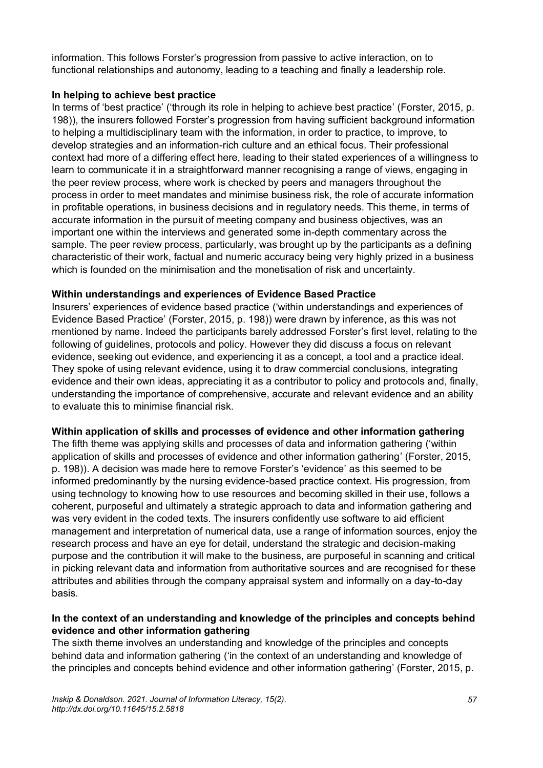information. This follows Forster's progression from passive to active interaction, on to functional relationships and autonomy, leading to a teaching and finally a leadership role.

**In helping to achieve best practice**

In terms of 'best practice' ('through its role in helping to achieve best practice' (Forster, 2015, p. 198)), the insurers followed Forster's progression from having sufficient background information to helping a multidisciplinary team with the information, in order to practice, to improve, to develop strategies and an information-rich culture and an ethical focus. Their professional context had more of a differing effect here, leading to their stated experiences of a willingness to learn to communicate it in a straightforward manner recognising a range of views, engaging in the peer review process, where work is checked by peers and managers throughout the process in order to meet mandates and minimise business risk, the role of accurate information in profitable operations, in business decisions and in regulatory needs. This theme, in terms of accurate information in the pursuit of meeting company and business objectives, was an important one within the interviews and generated some in-depth commentary across the sample. The peer review process, particularly, was brought up by the participants as a defining characteristic of their work, factual and numeric accuracy being very highly prized in a business which is founded on the minimisation and the monetisation of risk and uncertainty.

**Within understandings and experiences of Evidence Based Practice**

Insurers' experiences of evidence based practice ('within understandings and experiences of Evidence Based Practice' (Forster, 2015, p. 198)) were drawn by inference, as this was not mentioned by name. Indeed the participants barely addressed Forster's first level, relating to the following of guidelines, protocols and policy. However they did discuss a focus on relevant evidence, seeking out evidence, and experiencing it as a concept, a tool and a practice ideal. They spoke of using relevant evidence, using it to draw commercial conclusions, integrating evidence and their own ideas, appreciating it as a contributor to policy and protocols and, finally, understanding the importance of comprehensive, accurate and relevant evidence and an ability to evaluate this to minimise financial risk.

**Within application of skills and processes of evidence and other information gathering**

The fifth theme was applying skills and processes of data and information gathering ('within application of skills and processes of evidence and other information gathering' (Forster, 2015, p. 198)). A decision was made here to remove Forster's 'evidence' as this seemed to be informed predominantly by the nursing evidence-based practice context. His progression, from using technology to knowing how to use resources and becoming skilled in their use, follows a coherent, purposeful and ultimately a strategic approach to data and information gathering and was very evident in the coded texts. The insurers confidently use software to aid efficient management and interpretation of numerical data, use a range of information sources, enjoy the research process and have an eye for detail, understand the strategic and decision-making purpose and the contribution it will make to the business, are purposeful in scanning and critical in picking relevant data and information from authoritative sources and are recognised for these attributes and abilities through the company appraisal system and informally on a day-to-day basis.

**In the context of an understanding and knowledge of the principles and concepts behind evidence and other information gathering**

The sixth theme involves an understanding and knowledge of the principles and concepts behind data and information gathering ('in the context of an understanding and knowledge of the principles and concepts behind evidence and other information gathering' (Forster, 2015, p.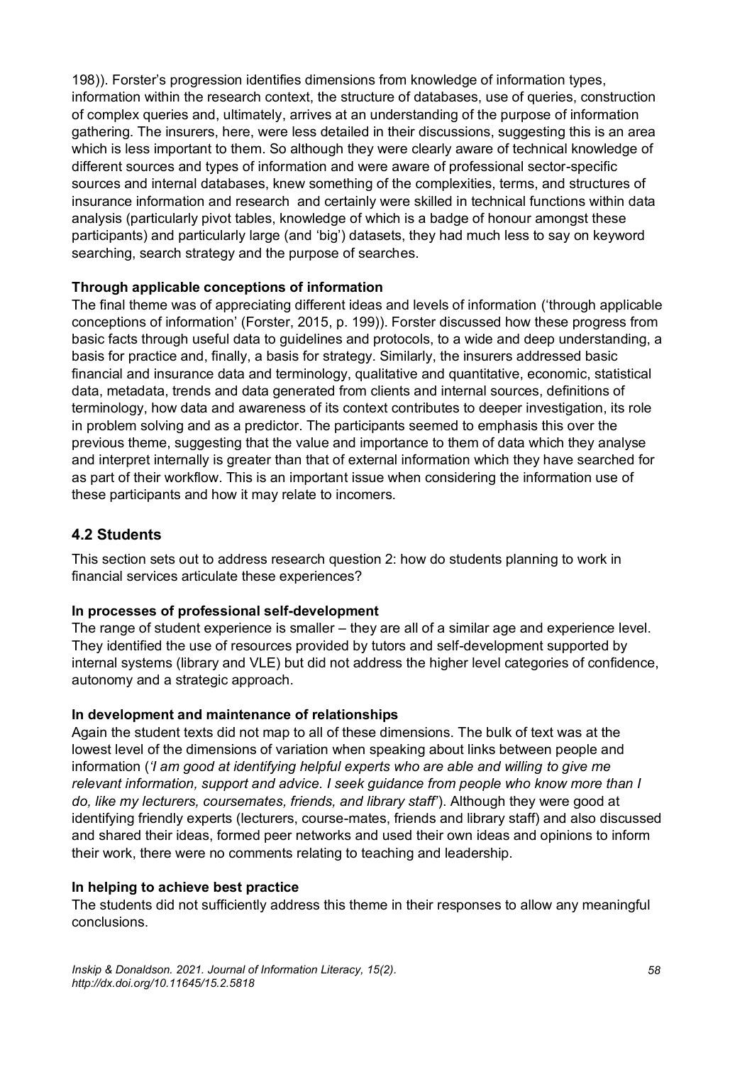198)). Forster's progression identifies dimensions from knowledge of information types, information within the research context, the structure of databases, use of queries, construction of complex queries and, ultimately, arrives at an understanding of the purpose of information gathering. The insurers, here, were less detailed in their discussions, suggesting this is an area which is less important to them. So although they were clearly aware of technical knowledge of different sources and types of information and were aware of professional sector-specific sources and internal databases, knew something of the complexities, terms, and structures of insurance information and research  and certainly were skilled in technical functions within data analysis (particularly pivot tables, knowledge of which is a badge of honour amongst these participants) and particularly large (and 'big') datasets, they had much less to say on keyword searching, search strategy and the purpose of searches.

**Through applicable conceptions of information**

The final theme was of appreciating different ideas and levels of information ('through applicable conceptions of information' (Forster, 2015, p. 199)). Forster discussed how these progress from basic facts through useful data to guidelines and protocols, to a wide and deep understanding, a basis for practice and, finally, a basis for strategy. Similarly, the insurers addressed basic financial and insurance data and terminology, qualitative and quantitative, economic, statistical data, metadata, trends and data generated from clients and internal sources, definitions of terminology, how data and awareness of its context contributes to deeper investigation, its role in problem solving and as a predictor. The participants seemed to emphasis this over the previous theme, suggesting that the value and importance to them of data which they analyse and interpret internally is greater than that of external information which they have searched for as part of their workflow. This is an important issue when considering the information use of these participants and how it may relate to incomers.

## 4.2 Students

This section sets out to address research question 2: how do students planning to work in financial services articulate these experiences?

**In processes of professional self-development**

The range of student experience is smaller – they are all of a similar age and experience level. They identified the use of resources provided by tutors and self-development supported by internal systems (library and VLE) but did not address the higher level categories of confidence, autonomy and a strategic approach.

**In development and maintenance of relationships**

Again the student texts did not map to all of these dimensions. The bulk of text was at the lowest level of the dimensions of variation when speaking about links between people and information (*'I am good at identifying helpful experts who are able and willing to give me relevant information, support and advice. I seek guidance from people who know more than I do, like my lecturers, coursemates, friends, and library staff'*). Although they were good at identifying friendly experts (lecturers, course-mates, friends and library staff) and also discussed and shared their ideas, formed peer networks and used their own ideas and opinions to inform their work, there were no comments relating to teaching and leadership.

**In helping to achieve best practice**

The students did not sufficiently address this theme in their responses to allow any meaningful conclusions.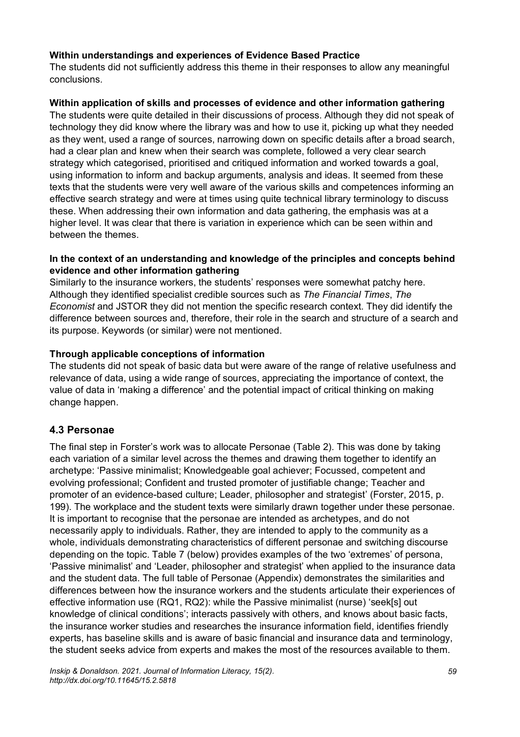**Within understandings and experiences of Evidence Based Practice**

The students did not sufficiently address this theme in their responses to allow any meaningful conclusions.

**Within application of skills and processes of evidence and other information gathering**

The students were quite detailed in their discussions of process. Although they did not speak of technology they did know where the library was and how to use it, picking up what they needed as they went, used a range of sources, narrowing down on specific details after a broad search, had a clear plan and knew when their search was complete, followed a very clear search strategy which categorised, prioritised and critiqued information and worked towards a goal, using information to inform and backup arguments, analysis and ideas. It seemed from these texts that the students were very well aware of the various skills and competences informing an effective search strategy and were at times using quite technical library terminology to discuss these. When addressing their own information and data gathering, the emphasis was at a higher level. It was clear that there is variation in experience which can be seen within and between the themes.

**In the context of an understanding and knowledge of the principles and concepts behind evidence and other information gathering**

Similarly to the insurance workers, the students' responses were somewhat patchy here. Although they identified specialist credible sources such as *The Financial Times*, *The Economist* and JSTOR they did not mention the specific research context. They did identify the difference between sources and, therefore, their role in the search and structure of a search and its purpose. Keywords (or similar) were not mentioned.

**Through applicable conceptions of information**

The students did not speak of basic data but were aware of the range of relative usefulness and relevance of data, using a wide range of sources, appreciating the importance of context, the value of data in 'making a difference' and the potential impact of critical thinking on making change happen.

## 4.3 Personae

The final step in Forster's work was to allocate Personae (Table 2). This was done by taking each variation of a similar level across the themes and drawing them together to identify an archetype: 'Passive minimalist; Knowledgeable goal achiever; Focussed, competent and evolving professional; Confident and trusted promoter of justifiable change; Teacher and promoter of an evidence-based culture; Leader, philosopher and strategist' (Forster, 2015, p. 199). The workplace and the student texts were similarly drawn together under these personae. It is important to recognise that the personae are intended as archetypes, and do not necessarily apply to individuals. Rather, they are intended to apply to the community as a whole, individuals demonstrating characteristics of different personae and switching discourse depending on the topic. Table 7 (below) provides examples of the two 'extremes' of persona, 'Passive minimalist' and 'Leader, philosopher and strategist' when applied to the insurance data and the student data. The full table of Personae (Appendix) demonstrates the similarities and differences between how the insurance workers and the students articulate their experiences of effective information use (RQ1, RQ2): while the Passive minimalist (nurse) 'seek[s] out knowledge of clinical conditions'; interacts passively with others, and knows about basic facts, the insurance worker studies and researches the insurance information field, identifies friendly experts, has baseline skills and is aware of basic financial and insurance data and terminology, the student seeks advice from experts and makes the most of the resources available to them.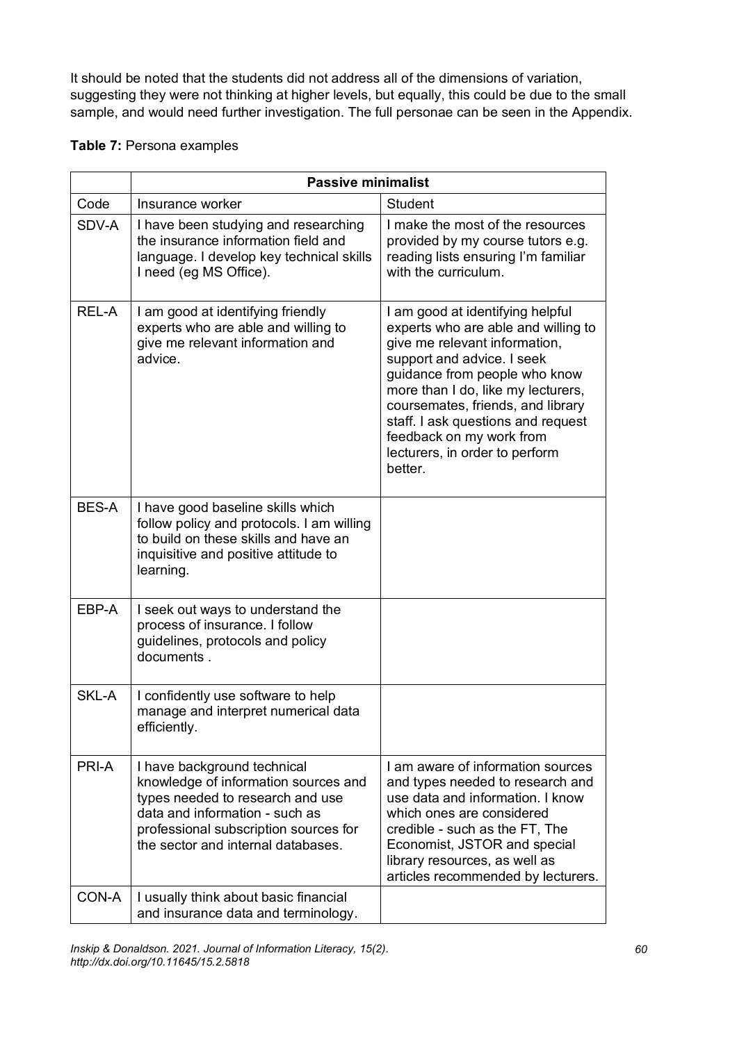It should be noted that the students did not address all of the dimensions of variation, suggesting they were not thinking at higher levels, but equally, this could be due to the small sample, and would need further investigation. The full personae can be seen in the Appendix.

**Table 7:** Persona examples

| | **Passive minimalist** | |
|---|---|---|
| Code | Insurance worker | Student |
| SDV-A | I have been studying and researching the insurance information field and language. I develop key technical skills I need (eg MS Office). | I make the most of the resources provided by my course tutors e.g. reading lists ensuring I'm familiar with the curriculum. |
| REL-A | I am good at identifying friendly experts who are able and willing to give me relevant information and advice. | I am good at identifying helpful experts who are able and willing to give me relevant information, support and advice. I seek guidance from people who know more than I do, like my lecturers, coursemates, friends, and library staff. I ask questions and request feedback on my work from lecturers, in order to perform better. |
| BES-A | I have good baseline skills which follow policy and protocols. I am willing to build on these skills and have an inquisitive and positive attitude to learning. | |
| EBP-A | I seek out ways to understand the process of insurance. I follow guidelines, protocols and policy documents . | |
| SKL-A | I confidently use software to help manage and interpret numerical data efficiently. | |
| PRI-A | I have background technical knowledge of information sources and types needed to research and use data and information - such as professional subscription sources for the sector and internal databases. | I am aware of information sources and types needed to research and use data and information. I know which ones are considered credible - such as the FT, The Economist, JSTOR and special library resources, as well as articles recommended by lecturers. |
| CON-A | I usually think about basic financial and insurance data and terminology. | |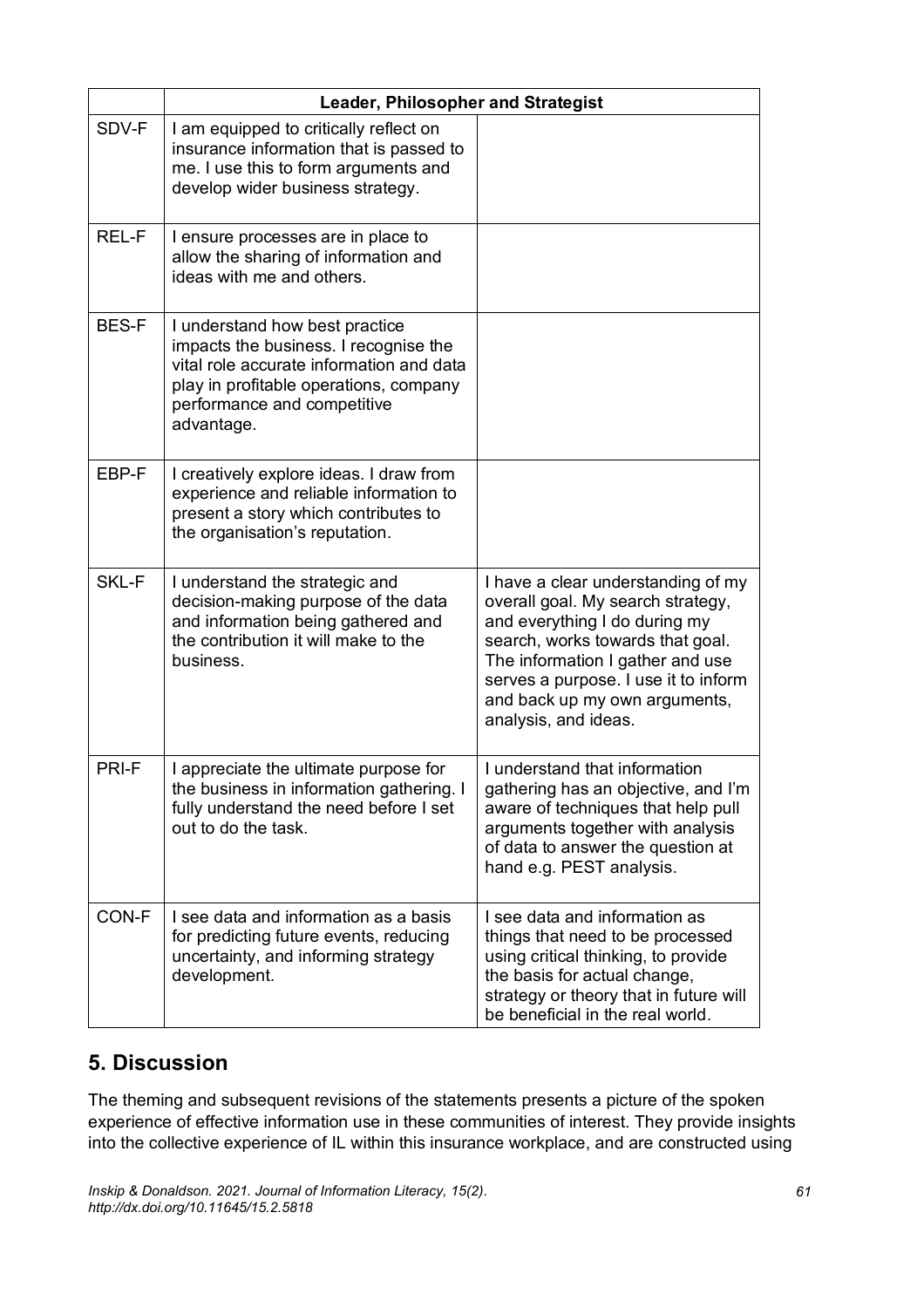| | Leader, Philosopher and Strategist | |
|---|---|---|
| SDV-F | I am equipped to critically reflect on insurance information that is passed to me. I use this to form arguments and develop wider business strategy. | |
| REL-F | I ensure processes are in place to allow the sharing of information and ideas with me and others. | |
| BES-F | I understand how best practice impacts the business. I recognise the vital role accurate information and data play in profitable operations, company performance and competitive advantage. | |
| EBP-F | I creatively explore ideas. I draw from experience and reliable information to present a story which contributes to the organisation's reputation. | |
| SKL-F | I understand the strategic and decision-making purpose of the data and information being gathered and the contribution it will make to the business. | I have a clear understanding of my overall goal. My search strategy, and everything I do during my search, works towards that goal. The information I gather and use serves a purpose. I use it to inform and back up my own arguments, analysis, and ideas. |
| PRI-F | I appreciate the ultimate purpose for the business in information gathering. I fully understand the need before I set out to do the task. | I understand that information gathering has an objective, and I'm aware of techniques that help pull arguments together with analysis of data to answer the question at hand e.g. PEST analysis. |
| CON-F | I see data and information as a basis for predicting future events, reducing uncertainty, and informing strategy development. | I see data and information as things that need to be processed using critical thinking, to provide the basis for actual change, strategy or theory that in future will be beneficial in the real world. |

## 5. Discussion

The theming and subsequent revisions of the statements presents a picture of the spoken experience of effective information use in these communities of interest. They provide insights into the collective experience of IL within this insurance workplace, and are constructed using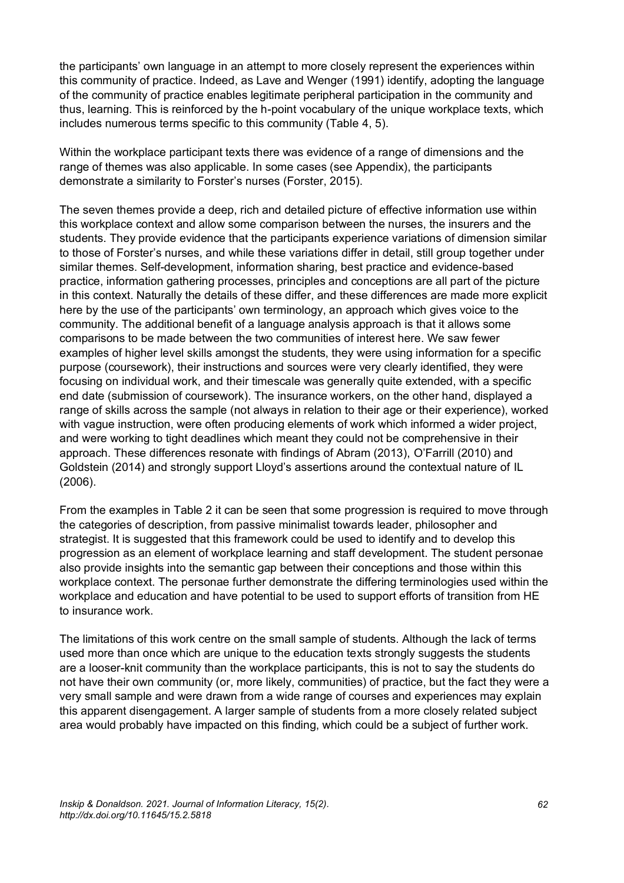the participants' own language in an attempt to more closely represent the experiences within this community of practice. Indeed, as Lave and Wenger (1991) identify, adopting the language of the community of practice enables legitimate peripheral participation in the community and thus, learning. This is reinforced by the h-point vocabulary of the unique workplace texts, which includes numerous terms specific to this community (Table 4, 5).

Within the workplace participant texts there was evidence of a range of dimensions and the range of themes was also applicable. In some cases (see Appendix), the participants demonstrate a similarity to Forster's nurses (Forster, 2015).

The seven themes provide a deep, rich and detailed picture of effective information use within this workplace context and allow some comparison between the nurses, the insurers and the students. They provide evidence that the participants experience variations of dimension similar to those of Forster's nurses, and while these variations differ in detail, still group together under similar themes. Self-development, information sharing, best practice and evidence-based practice, information gathering processes, principles and conceptions are all part of the picture in this context. Naturally the details of these differ, and these differences are made more explicit here by the use of the participants' own terminology, an approach which gives voice to the community. The additional benefit of a language analysis approach is that it allows some comparisons to be made between the two communities of interest here. We saw fewer examples of higher level skills amongst the students, they were using information for a specific purpose (coursework), their instructions and sources were very clearly identified, they were focusing on individual work, and their timescale was generally quite extended, with a specific end date (submission of coursework). The insurance workers, on the other hand, displayed a range of skills across the sample (not always in relation to their age or their experience), worked with vague instruction, were often producing elements of work which informed a wider project, and were working to tight deadlines which meant they could not be comprehensive in their approach. These differences resonate with findings of Abram (2013), O'Farrill (2010) and Goldstein (2014) and strongly support Lloyd's assertions around the contextual nature of IL (2006).

From the examples in Table 2 it can be seen that some progression is required to move through the categories of description, from passive minimalist towards leader, philosopher and strategist. It is suggested that this framework could be used to identify and to develop this progression as an element of workplace learning and staff development. The student personae also provide insights into the semantic gap between their conceptions and those within this workplace context. The personae further demonstrate the differing terminologies used within the workplace and education and have potential to be used to support efforts of transition from HE to insurance work.

The limitations of this work centre on the small sample of students. Although the lack of terms used more than once which are unique to the education texts strongly suggests the students are a looser-knit community than the workplace participants, this is not to say the students do not have their own community (or, more likely, communities) of practice, but the fact they were a very small sample and were drawn from a wide range of courses and experiences may explain this apparent disengagement. A larger sample of students from a more closely related subject area would probably have impacted on this finding, which could be a subject of further work.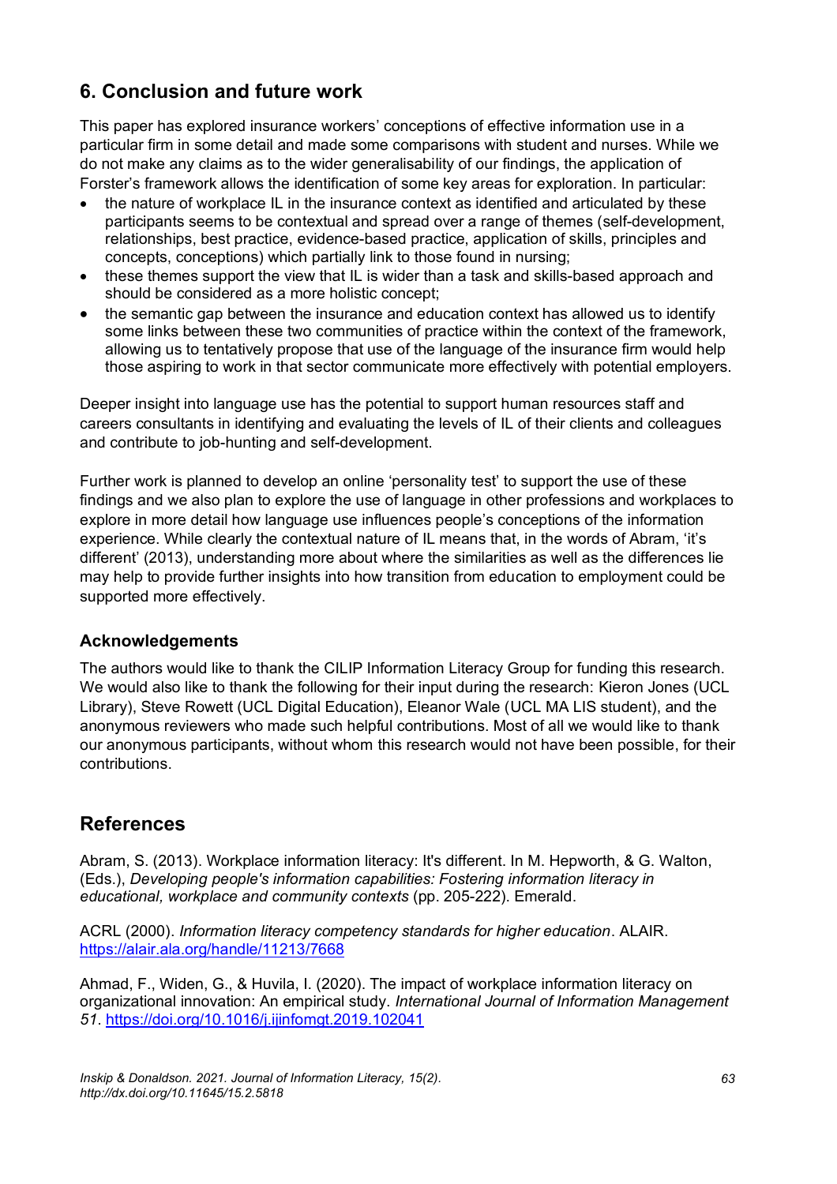## 6. Conclusion and future work

This paper has explored insurance workers' conceptions of effective information use in a particular firm in some detail and made some comparisons with student and nurses. While we do not make any claims as to the wider generalisability of our findings, the application of Forster's framework allows the identification of some key areas for exploration. In particular:

- the nature of workplace IL in the insurance context as identified and articulated by these participants seems to be contextual and spread over a range of themes (self-development, relationships, best practice, evidence-based practice, application of skills, principles and concepts, conceptions) which partially link to those found in nursing;
- these themes support the view that IL is wider than a task and skills-based approach and should be considered as a more holistic concept;
- the semantic gap between the insurance and education context has allowed us to identify some links between these two communities of practice within the context of the framework, allowing us to tentatively propose that use of the language of the insurance firm would help those aspiring to work in that sector communicate more effectively with potential employers.

Deeper insight into language use has the potential to support human resources staff and careers consultants in identifying and evaluating the levels of IL of their clients and colleagues and contribute to job-hunting and self-development.

Further work is planned to develop an online 'personality test' to support the use of these findings and we also plan to explore the use of language in other professions and workplaces to explore in more detail how language use influences people's conceptions of the information experience. While clearly the contextual nature of IL means that, in the words of Abram, 'it's different' (2013), understanding more about where the similarities as well as the differences lie may help to provide further insights into how transition from education to employment could be supported more effectively.

### Acknowledgements

The authors would like to thank the CILIP Information Literacy Group for funding this research. We would also like to thank the following for their input during the research: Kieron Jones (UCL Library), Steve Rowett (UCL Digital Education), Eleanor Wale (UCL MA LIS student), and the anonymous reviewers who made such helpful contributions. Most of all we would like to thank our anonymous participants, without whom this research would not have been possible, for their contributions.

## References

Abram, S. (2013). Workplace information literacy: It's different. In M. Hepworth, & G. Walton, (Eds.), *Developing people's information capabilities: Fostering information literacy in educational, workplace and community contexts* (pp. 205-222). Emerald.

ACRL (2000). *Information literacy competency standards for higher education*. ALAIR. https://alair.ala.org/handle/11213/7668

Ahmad, F., Widen, G., & Huvila, I. (2020). The impact of workplace information literacy on organizational innovation: An empirical study. *International Journal of Information Management 51*. https://doi.org/10.1016/j.ijinfomgt.2019.102041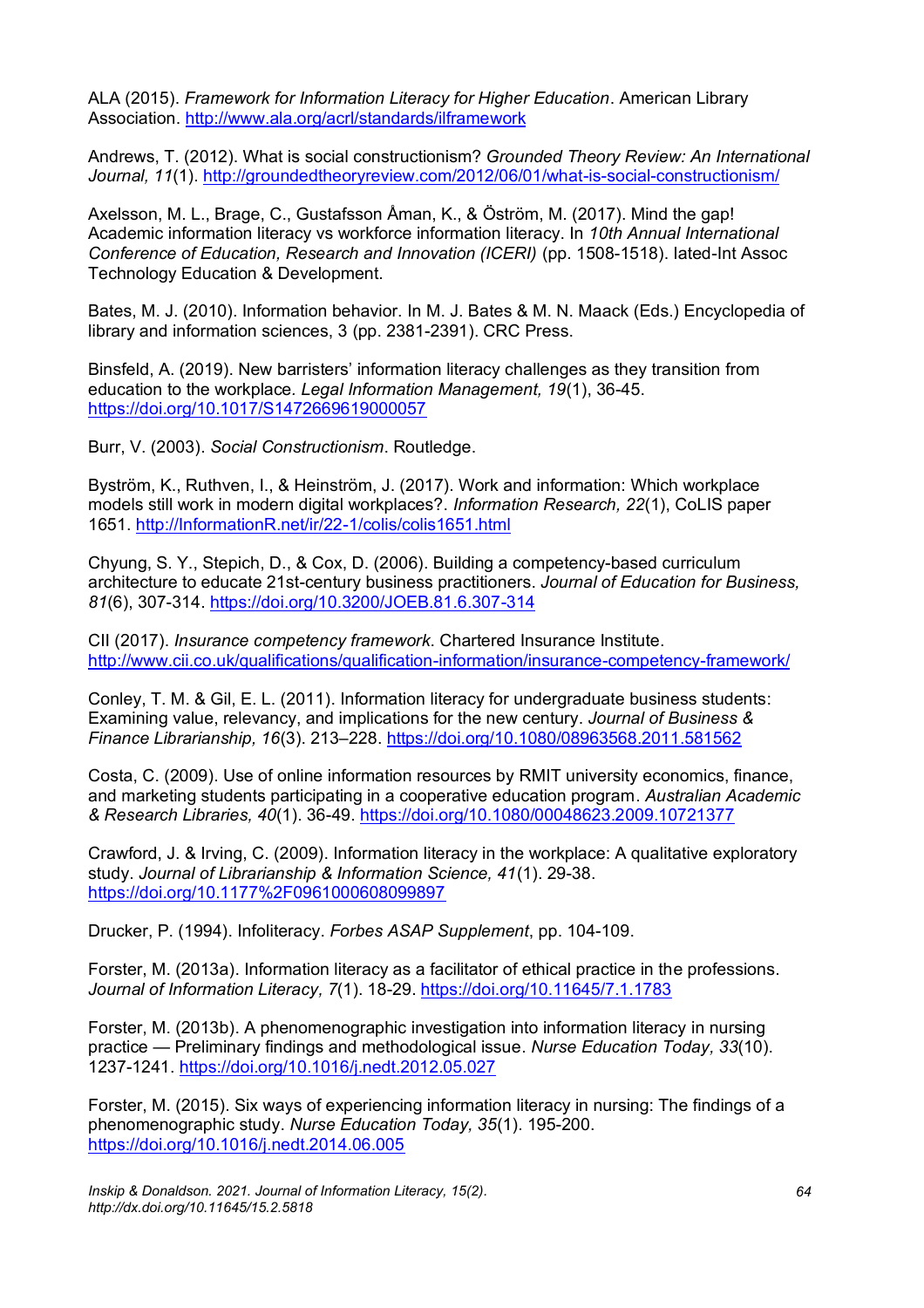ALA (2015). *Framework for Information Literacy for Higher Education*. American Library Association. http://www.ala.org/acrl/standards/ilframework

Andrews, T. (2012). What is social constructionism? *Grounded Theory Review: An International Journal, 11*(1). http://groundedtheoryreview.com/2012/06/01/what-is-social-constructionism/

Axelsson, M. L., Brage, C., Gustafsson Åman, K., & Öström, M. (2017). Mind the gap! Academic information literacy vs workforce information literacy. In *10th Annual International Conference of Education, Research and Innovation (ICERI)* (pp. 1508-1518). Iated-Int Assoc Technology Education & Development.

Bates, M. J. (2010). Information behavior. In M. J. Bates & M. N. Maack (Eds.) Encyclopedia of library and information sciences, 3 (pp. 2381-2391). CRC Press.

Binsfeld, A. (2019). New barristers' information literacy challenges as they transition from education to the workplace. *Legal Information Management, 19*(1), 36-45. https://doi.org/10.1017/S1472669619000057

Burr, V. (2003). *Social Constructionism*. Routledge.

Byström, K., Ruthven, I., & Heinström, J. (2017). Work and information: Which workplace models still work in modern digital workplaces?. *Information Research, 22*(1), CoLIS paper 1651. http://InformationR.net/ir/22-1/colis/colis1651.html

Chyung, S. Y., Stepich, D., & Cox, D. (2006). Building a competency-based curriculum architecture to educate 21st-century business practitioners. *Journal of Education for Business, 81*(6), 307-314. https://doi.org/10.3200/JOEB.81.6.307-314

CII (2017). *Insurance competency framework*. Chartered Insurance Institute. http://www.cii.co.uk/qualifications/qualification-information/insurance-competency-framework/

Conley, T. M. & Gil, E. L. (2011). Information literacy for undergraduate business students: Examining value, relevancy, and implications for the new century. *Journal of Business & Finance Librarianship, 16*(3). 213–228. https://doi.org/10.1080/08963568.2011.581562

Costa, C. (2009). Use of online information resources by RMIT university economics, finance, and marketing students participating in a cooperative education program. *Australian Academic & Research Libraries, 40*(1). 36-49. https://doi.org/10.1080/00048623.2009.10721377

Crawford, J. & Irving, C. (2009). Information literacy in the workplace: A qualitative exploratory study. *Journal of Librarianship & Information Science, 41*(1). 29-38. https://doi.org/10.1177%2F0961000608099897

Drucker, P. (1994). Infoliteracy. *Forbes ASAP Supplement*, pp. 104-109.

Forster, M. (2013a). Information literacy as a facilitator of ethical practice in the professions. *Journal of Information Literacy, 7*(1). 18-29. https://doi.org/10.11645/7.1.1783

Forster, M. (2013b). A phenomenographic investigation into information literacy in nursing practice — Preliminary findings and methodological issue. *Nurse Education Today, 33*(10). 1237-1241. https://doi.org/10.1016/j.nedt.2012.05.027

Forster, M. (2015). Six ways of experiencing information literacy in nursing: The findings of a phenomenographic study. *Nurse Education Today, 35*(1). 195-200. https://doi.org/10.1016/j.nedt.2014.06.005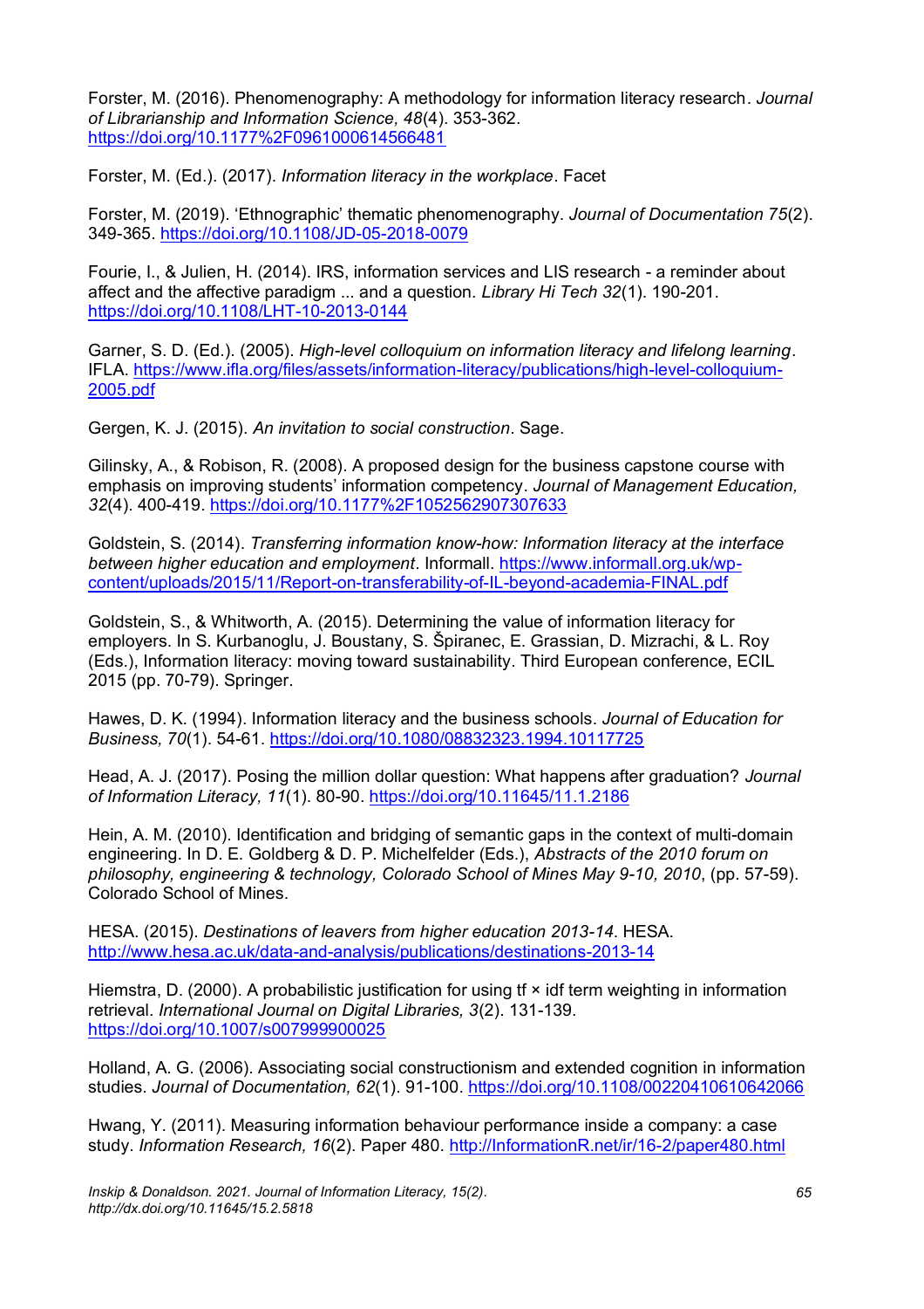Forster, M. (2016). Phenomenography: A methodology for information literacy research. *Journal of Librarianship and Information Science, 48*(4). 353-362. https://doi.org/10.1177%2F0961000614566481

Forster, M. (Ed.). (2017). *Information literacy in the workplace*. Facet

Forster, M. (2019). 'Ethnographic' thematic phenomenography. *Journal of Documentation 75*(2). 349-365. https://doi.org/10.1108/JD-05-2018-0079

Fourie, I., & Julien, H. (2014). IRS, information services and LIS research - a reminder about affect and the affective paradigm ... and a question. *Library Hi Tech 32*(1). 190-201. https://doi.org/10.1108/LHT-10-2013-0144

Garner, S. D. (Ed.). (2005). *High-level colloquium on information literacy and lifelong learning*. IFLA. https://www.ifla.org/files/assets/information-literacy/publications/high-level-colloquium-2005.pdf

Gergen, K. J. (2015). *An invitation to social construction*. Sage.

Gilinsky, A., & Robison, R. (2008). A proposed design for the business capstone course with emphasis on improving students' information competency. *Journal of Management Education, 32*(4). 400-419. https://doi.org/10.1177%2F1052562907307633

Goldstein, S. (2014). *Transferring information know-how: Information literacy at the interface between higher education and employment*. Informall. https://www.informall.org.uk/wp-content/uploads/2015/11/Report-on-transferability-of-IL-beyond-academia-FINAL.pdf

Goldstein, S., & Whitworth, A. (2015). Determining the value of information literacy for employers. In S. Kurbanoglu, J. Boustany, S. Špiranec, E. Grassian, D. Mizrachi, & L. Roy (Eds.), Information literacy: moving toward sustainability. Third European conference, ECIL 2015 (pp. 70-79). Springer.

Hawes, D. K. (1994). Information literacy and the business schools. *Journal of Education for Business, 70*(1). 54-61. https://doi.org/10.1080/08832323.1994.10117725

Head, A. J. (2017). Posing the million dollar question: What happens after graduation? *Journal of Information Literacy, 11*(1). 80-90. https://doi.org/10.11645/11.1.2186

Hein, A. M. (2010). Identification and bridging of semantic gaps in the context of multi-domain engineering. In D. E. Goldberg & D. P. Michelfelder (Eds.), *Abstracts of the 2010 forum on philosophy, engineering & technology, Colorado School of Mines May 9-10, 2010*, (pp. 57-59). Colorado School of Mines.

HESA. (2015). *Destinations of leavers from higher education 2013-14*. HESA. http://www.hesa.ac.uk/data-and-analysis/publications/destinations-2013-14

Hiemstra, D. (2000). A probabilistic justification for using tf × idf term weighting in information retrieval. *International Journal on Digital Libraries, 3*(2). 131-139. https://doi.org/10.1007/s007999900025

Holland, A. G. (2006). Associating social constructionism and extended cognition in information studies. *Journal of Documentation, 62*(1). 91-100. https://doi.org/10.1108/00220410610642066

Hwang, Y. (2011). Measuring information behaviour performance inside a company: a case study. *Information Research, 16*(2). Paper 480. http://InformationR.net/ir/16-2/paper480.html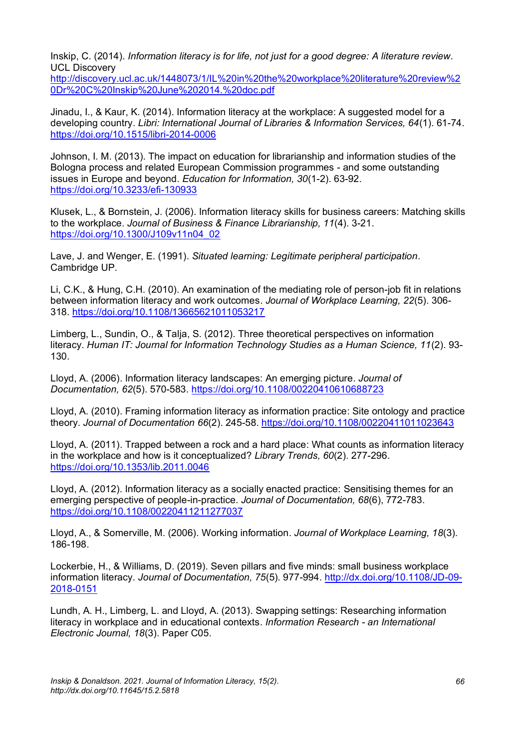Inskip, C. (2014). *Information literacy is for life, not just for a good degree: A literature review*. UCL Discovery http://discovery.ucl.ac.uk/1448073/1/IL%20in%20the%20workplace%20literature%20review%20Dr%20C%20Inskip%20June%202014.%20doc.pdf

Jinadu, I., & Kaur, K. (2014). Information literacy at the workplace: A suggested model for a developing country. *Libri: International Journal of Libraries & Information Services, 64*(1). 61-74. https://doi.org/10.1515/libri-2014-0006

Johnson, I. M. (2013). The impact on education for librarianship and information studies of the Bologna process and related European Commission programmes - and some outstanding issues in Europe and beyond. *Education for Information, 30*(1-2). 63-92. https://doi.org/10.3233/efi-130933

Klusek, L., & Bornstein, J. (2006). Information literacy skills for business careers: Matching skills to the workplace. *Journal of Business & Finance Librarianship, 11*(4). 3-21. https://doi.org/10.1300/J109v11n04_02

Lave, J. and Wenger, E. (1991). *Situated learning: Legitimate peripheral participation*. Cambridge UP.

Li, C.K., & Hung, C.H. (2010). An examination of the mediating role of person-job fit in relations between information literacy and work outcomes. *Journal of Workplace Learning, 22*(5). 306-318. https://doi.org/10.1108/13665621011053217

Limberg, L., Sundin, O., & Talja, S. (2012). Three theoretical perspectives on information literacy. *Human IT: Journal for Information Technology Studies as a Human Science, 11*(2). 93-130.

Lloyd, A. (2006). Information literacy landscapes: An emerging picture. *Journal of Documentation, 62*(5). 570-583. https://doi.org/10.1108/00220410610688723

Lloyd, A. (2010). Framing information literacy as information practice: Site ontology and practice theory. *Journal of Documentation 66*(2). 245-58. https://doi.org/10.1108/00220411011023643

Lloyd, A. (2011). Trapped between a rock and a hard place: What counts as information literacy in the workplace and how is it conceptualized? *Library Trends, 60*(2). 277-296. https://doi.org/10.1353/lib.2011.0046

Lloyd, A. (2012). Information literacy as a socially enacted practice: Sensitising themes for an emerging perspective of people-in-practice. *Journal of Documentation, 68*(6), 772-783. https://doi.org/10.1108/00220411211277037

Lloyd, A., & Somerville, M. (2006). Working information. *Journal of Workplace Learning, 18*(3). 186-198.

Lockerbie, H., & Williams, D. (2019). Seven pillars and five minds: small business workplace information literacy. *Journal of Documentation, 75*(5). 977-994. http://dx.doi.org/10.1108/JD-09-2018-0151

Lundh, A. H., Limberg, L. and Lloyd, A. (2013). Swapping settings: Researching information literacy in workplace and in educational contexts. *Information Research - an International Electronic Journal, 18*(3). Paper C05.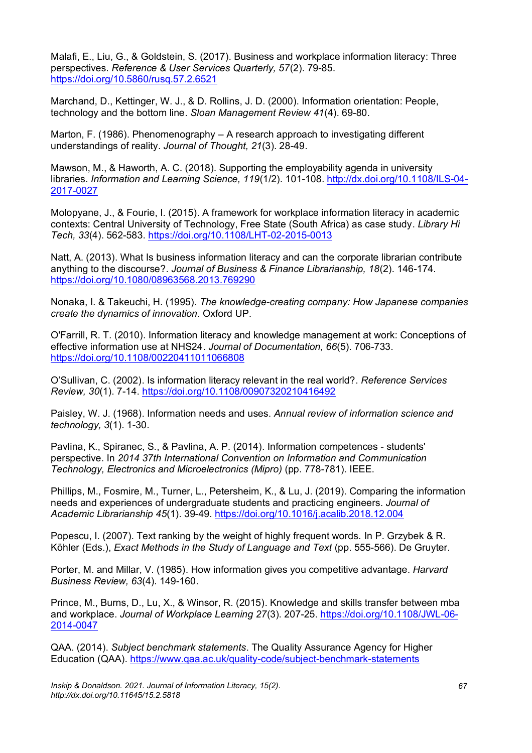Malafi, E., Liu, G., & Goldstein, S. (2017). Business and workplace information literacy: Three perspectives. *Reference & User Services Quarterly, 57*(2). 79-85. https://doi.org/10.5860/rusq.57.2.6521

Marchand, D., Kettinger, W. J., & D. Rollins, J. D. (2000). Information orientation: People, technology and the bottom line. *Sloan Management Review 41*(4). 69-80.

Marton, F. (1986). Phenomenography – A research approach to investigating different understandings of reality. *Journal of Thought, 21*(3). 28-49.

Mawson, M., & Haworth, A. C. (2018). Supporting the employability agenda in university libraries. *Information and Learning Science, 119*(1/2). 101-108. http://dx.doi.org/10.1108/ILS-04-2017-0027

Molopyane, J., & Fourie, I. (2015). A framework for workplace information literacy in academic contexts: Central University of Technology, Free State (South Africa) as case study. *Library Hi Tech, 33*(4). 562-583. https://doi.org/10.1108/LHT-02-2015-0013

Natt, A. (2013). What Is business information literacy and can the corporate librarian contribute anything to the discourse?. *Journal of Business & Finance Librarianship, 18*(2). 146-174. https://doi.org/10.1080/08963568.2013.769290

Nonaka, I. & Takeuchi, H. (1995). *The knowledge-creating company: How Japanese companies create the dynamics of innovation*. Oxford UP.

O'Farrill, R. T. (2010). Information literacy and knowledge management at work: Conceptions of effective information use at NHS24. *Journal of Documentation, 66*(5). 706-733. https://doi.org/10.1108/00220411011066808

O'Sullivan, C. (2002). Is information literacy relevant in the real world?. *Reference Services Review, 30*(1). 7-14. https://doi.org/10.1108/00907320210416492

Paisley, W. J. (1968). Information needs and uses. *Annual review of information science and technology, 3*(1). 1-30.

Pavlina, K., Spiranec, S., & Pavlina, A. P. (2014). Information competences - students' perspective. In *2014 37th International Convention on Information and Communication Technology, Electronics and Microelectronics (Mipro)* (pp. 778-781). IEEE.

Phillips, M., Fosmire, M., Turner, L., Petersheim, K., & Lu, J. (2019). Comparing the information needs and experiences of undergraduate students and practicing engineers. *Journal of Academic Librarianship 45*(1). 39-49. https://doi.org/10.1016/j.acalib.2018.12.004

Popescu, I. (2007). Text ranking by the weight of highly frequent words. In P. Grzybek & R. Köhler (Eds.), *Exact Methods in the Study of Language and Text* (pp. 555-566). De Gruyter.

Porter, M. and Millar, V. (1985). How information gives you competitive advantage. *Harvard Business Review, 63*(4). 149-160.

Prince, M., Burns, D., Lu, X., & Winsor, R. (2015). Knowledge and skills transfer between mba and workplace. *Journal of Workplace Learning 27*(3). 207-25. https://doi.org/10.1108/JWL-06-2014-0047

QAA. (2014). *Subject benchmark statements*. The Quality Assurance Agency for Higher Education (QAA). https://www.qaa.ac.uk/quality-code/subject-benchmark-statements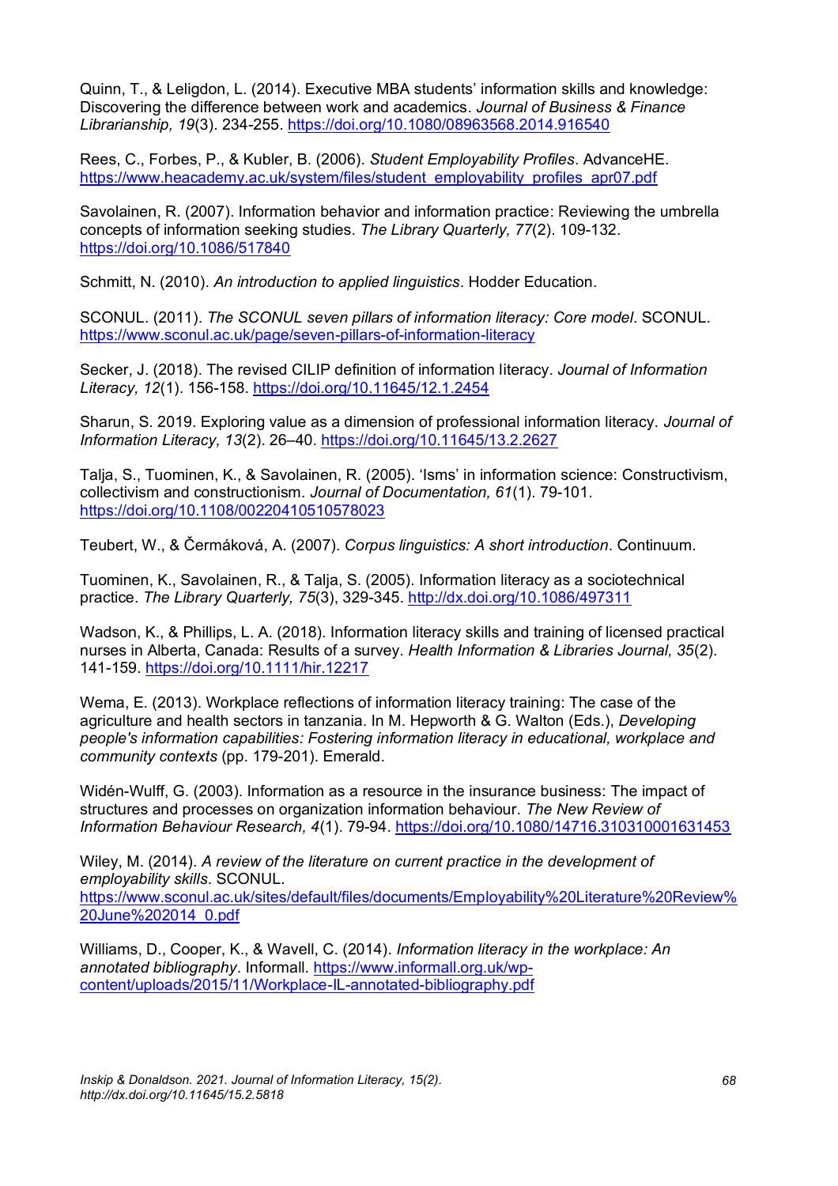Quinn, T., & Leligdon, L. (2014). Executive MBA students' information skills and knowledge: Discovering the difference between work and academics. *Journal of Business & Finance Librarianship, 19*(3). 234-255. https://doi.org/10.1080/08963568.2014.916540

Rees, C., Forbes, P., & Kubler, B. (2006). *Student Employability Profiles*. AdvanceHE. https://www.heacademy.ac.uk/system/files/student_employability_profiles_apr07.pdf

Savolainen, R. (2007). Information behavior and information practice: Reviewing the umbrella concepts of information seeking studies. *The Library Quarterly, 77*(2). 109-132. https://doi.org/10.1086/517840

Schmitt, N. (2010). *An introduction to applied linguistics*. Hodder Education.

SCONUL. (2011). *The SCONUL seven pillars of information literacy: Core model*. SCONUL. https://www.sconul.ac.uk/page/seven-pillars-of-information-literacy

Secker, J. (2018). The revised CILIP definition of information literacy. *Journal of Information Literacy, 12*(1). 156-158. https://doi.org/10.11645/12.1.2454

Sharun, S. 2019. Exploring value as a dimension of professional information literacy. *Journal of Information Literacy, 13*(2). 26–40. https://doi.org/10.11645/13.2.2627

Talja, S., Tuominen, K., & Savolainen, R. (2005). 'Isms' in information science: Constructivism, collectivism and constructionism. *Journal of Documentation, 61*(1). 79-101. https://doi.org/10.1108/00220410510578023

Teubert, W., & Čermáková, A. (2007). *Corpus linguistics: A short introduction*. Continuum.

Tuominen, K., Savolainen, R., & Talja, S. (2005). Information literacy as a sociotechnical practice. *The Library Quarterly, 75*(3), 329-345. http://dx.doi.org/10.1086/497311

Wadson, K., & Phillips, L. A. (2018). Information literacy skills and training of licensed practical nurses in Alberta, Canada: Results of a survey. *Health Information & Libraries Journal, 35*(2). 141-159. https://doi.org/10.1111/hir.12217

Wema, E. (2013). Workplace reflections of information literacy training: The case of the agriculture and health sectors in tanzania. In M. Hepworth & G. Walton (Eds.), *Developing people's information capabilities: Fostering information literacy in educational, workplace and community contexts* (pp. 179-201). Emerald.

Widén-Wulff, G. (2003). Information as a resource in the insurance business: The impact of structures and processes on organization information behaviour. *The New Review of Information Behaviour Research, 4*(1). 79-94. https://doi.org/10.1080/14716.310310001631453

Wiley, M. (2014). *A review of the literature on current practice in the development of employability skills*. SCONUL. https://www.sconul.ac.uk/sites/default/files/documents/Employability%20Literature%20Review%20June%202014_0.pdf

Williams, D., Cooper, K., & Wavell, C. (2014). *Information literacy in the workplace: An annotated bibliography*. Informall. https://www.informall.org.uk/wp-content/uploads/2015/11/Workplace-IL-annotated-bibliography.pdf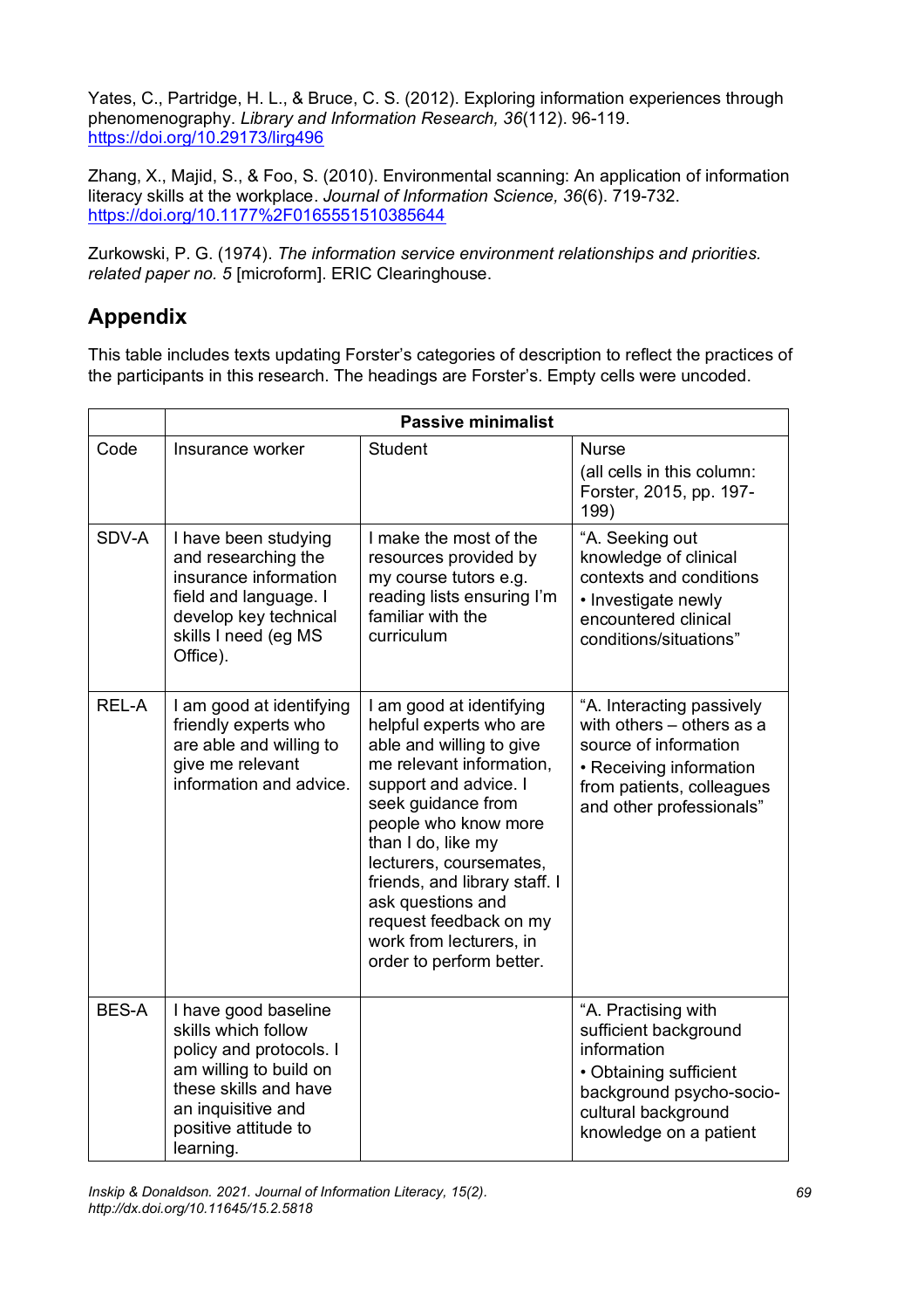Yates, C., Partridge, H. L., & Bruce, C. S. (2012). Exploring information experiences through phenomenography. *Library and Information Research, 36*(112). 96-119. https://doi.org/10.29173/lirg496

Zhang, X., Majid, S., & Foo, S. (2010). Environmental scanning: An application of information literacy skills at the workplace. *Journal of Information Science, 36*(6). 719-732. https://doi.org/10.1177%2F0165551510385644

Zurkowski, P. G. (1974). *The information service environment relationships and priorities. related paper no. 5* [microform]. ERIC Clearinghouse.

## Appendix

This table includes texts updating Forster's categories of description to reflect the practices of the participants in this research. The headings are Forster's. Empty cells were uncoded.

| | **Passive minimalist** | | |
|---|---|---|---|
| Code | Insurance worker | Student | Nurse (all cells in this column: Forster, 2015, pp. 197-199) |
| SDV-A | I have been studying and researching the insurance information field and language. I develop key technical skills I need (eg MS Office). | I make the most of the resources provided by my course tutors e.g. reading lists ensuring I'm familiar with the curriculum | "A. Seeking out knowledge of clinical contexts and conditions • Investigate newly encountered clinical conditions/situations" |
| REL-A | I am good at identifying friendly experts who are able and willing to give me relevant information and advice. | I am good at identifying helpful experts who are able and willing to give me relevant information, support and advice. I seek guidance from people who know more than I do, like my lecturers, coursemates, friends, and library staff. I ask questions and request feedback on my work from lecturers, in order to perform better. | "A. Interacting passively with others – others as a source of information • Receiving information from patients, colleagues and other professionals" |
| BES-A | I have good baseline skills which follow policy and protocols. I am willing to build on these skills and have an inquisitive and positive attitude to learning. | | "A. Practising with sufficient background information • Obtaining sufficient background psycho-socio-cultural background knowledge on a patient |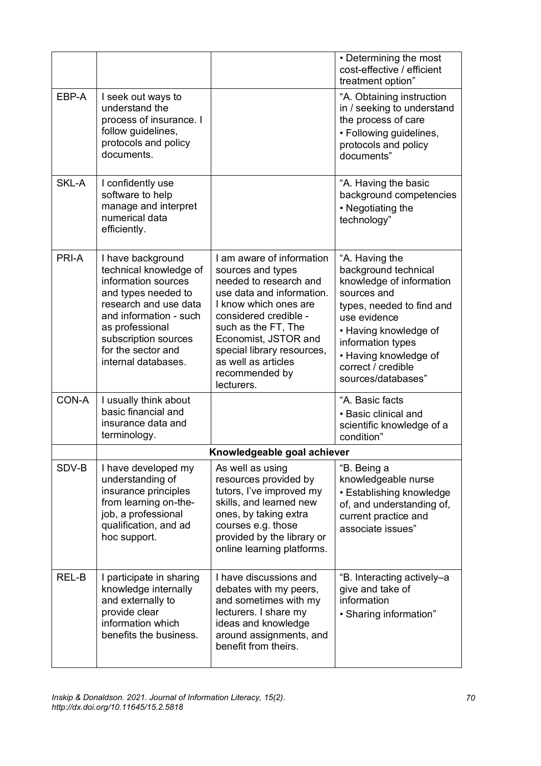| | | | |
|---|---|---|---|
| | | | • Determining the most cost-effective / efficient treatment option” |
| EBP-A | I seek out ways to understand the process of insurance. I follow guidelines, protocols and policy documents. | | “A. Obtaining instruction in / seeking to understand the process of care<br>• Following guidelines, protocols and policy documents” |
| SKL-A | I confidently use software to help manage and interpret numerical data efficiently. | | “A. Having the basic background competencies<br>• Negotiating the technology” |
| PRI-A | I have background technical knowledge of information sources and types needed to research and use data and information - such as professional subscription sources for the sector and internal databases. | I am aware of information sources and types needed to research and use data and information. I know which ones are considered credible - such as the FT, The Economist, JSTOR and special library resources, as well as articles recommended by lecturers. | “A. Having the background technical knowledge of information sources and types, needed to find and use evidence<br>• Having knowledge of information types<br>• Having knowledge of correct / credible sources/databases” |
| CON-A | I usually think about basic financial and insurance data and terminology. | | “A. Basic facts<br>• Basic clinical and scientific knowledge of a condition” |
| | **Knowledgeable goal achiever** | | |
| SDV-B | I have developed my understanding of insurance principles from learning on-the-job, a professional qualification, and ad hoc support. | As well as using resources provided by tutors, I’ve improved my skills, and learned new ones, by taking extra courses e.g. those provided by the library or online learning platforms. | “B. Being a knowledgeable nurse<br>• Establishing knowledge of, and understanding of, current practice and associate issues” |
| REL-B | I participate in sharing knowledge internally and externally to provide clear information which benefits the business. | I have discussions and debates with my peers, and sometimes with my lecturers. I share my ideas and knowledge around assignments, and benefit from theirs. | “B. Interacting actively–a give and take of information<br>• Sharing information” |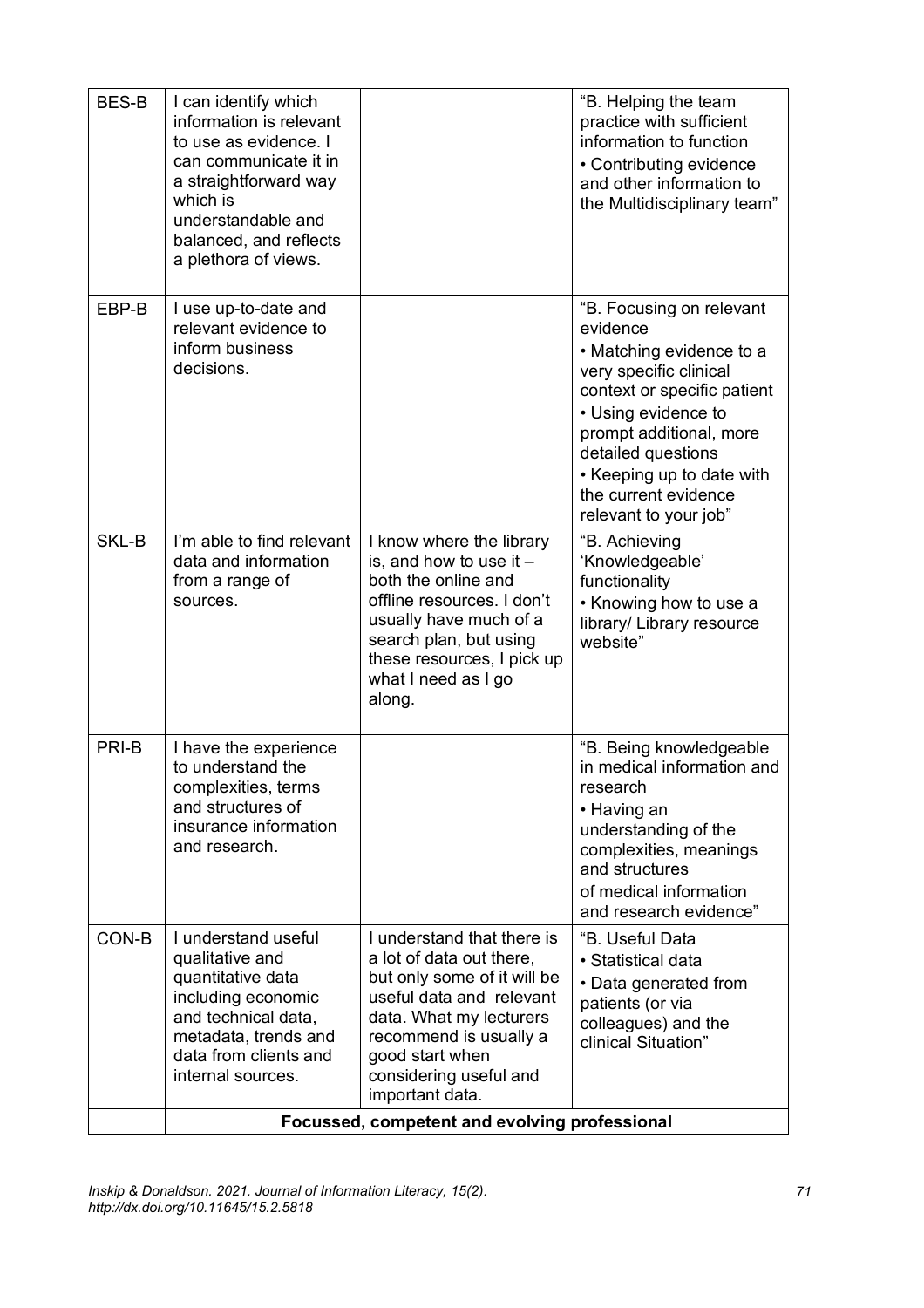| | | | |
|---|---|---|---|
| BES-B | I can identify which information is relevant to use as evidence. I can communicate it in a straightforward way which is understandable and balanced, and reflects a plethora of views. | | "B. Helping the team practice with sufficient information to function<br>• Contributing evidence and other information to the Multidisciplinary team" |
| EBP-B | I use up-to-date and relevant evidence to inform business decisions. | | "B. Focusing on relevant evidence<br>• Matching evidence to a very specific clinical context or specific patient<br>• Using evidence to prompt additional, more detailed questions<br>• Keeping up to date with the current evidence relevant to your job" |
| SKL-B | I'm able to find relevant data and information from a range of sources. | I know where the library is, and how to use it – both the online and offline resources. I don't usually have much of a search plan, but using these resources, I pick up what I need as I go along. | "B. Achieving 'Knowledgeable' functionality<br>• Knowing how to use a library/ Library resource website" |
| PRI-B | I have the experience to understand the complexities, terms and structures of insurance information and research. | | "B. Being knowledgeable in medical information and research<br>• Having an understanding of the complexities, meanings and structures of medical information and research evidence" |
| CON-B | I understand useful qualitative and quantitative data including economic and technical data, metadata, trends and data from clients and internal sources. | I understand that there is a lot of data out there, but only some of it will be useful data and relevant data. What my lecturers recommend is usually a good start when considering useful and important data. | "B. Useful Data<br>• Statistical data<br>• Data generated from patients (or via colleagues) and the clinical Situation" |
| | **Focussed, competent and evolving professional** | | |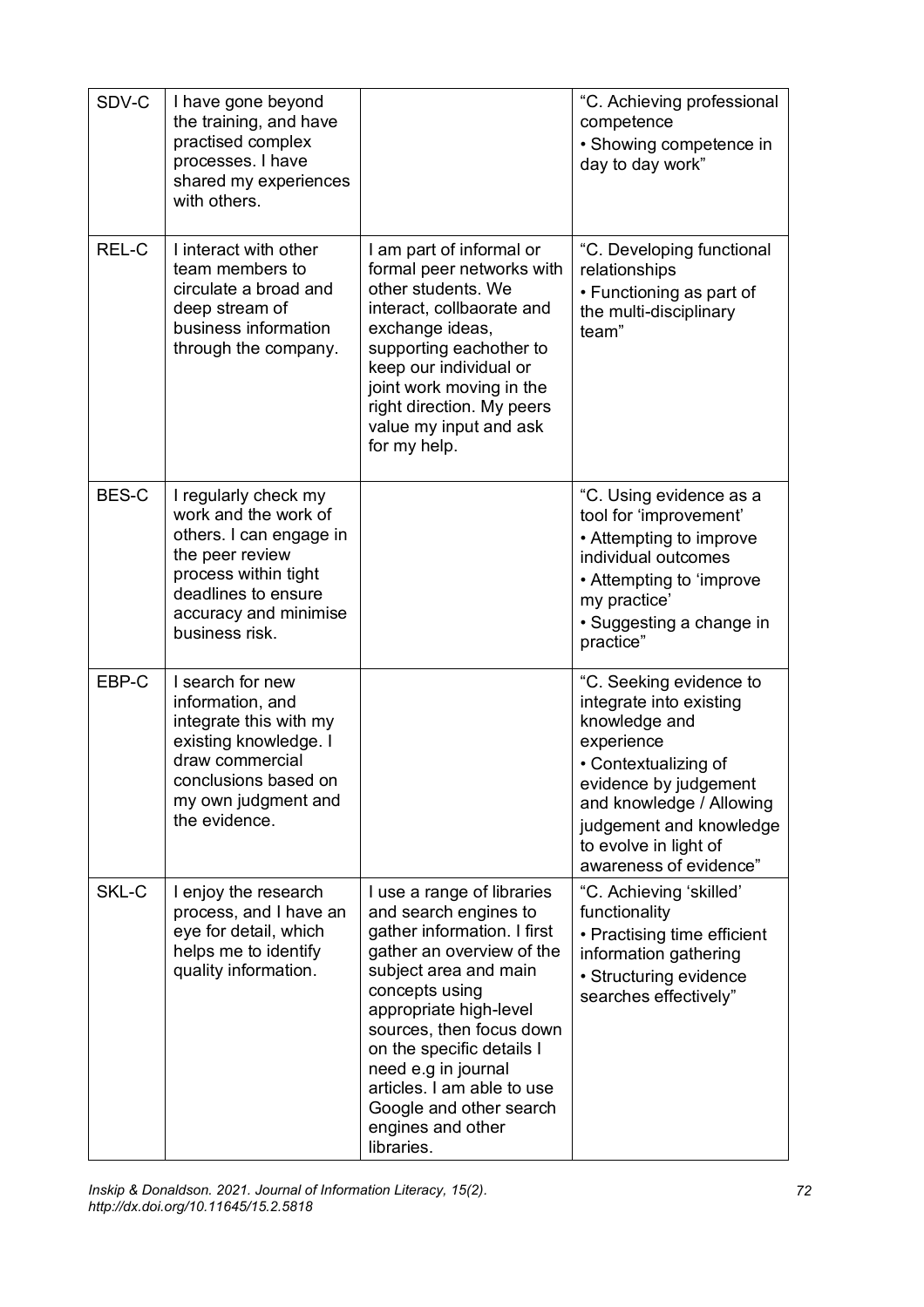| SDV-C | I have gone beyond the training, and have practised complex processes. I have shared my experiences with others. | | "C. Achieving professional competence<br>• Showing competence in day to day work" |
|---|---|---|---|
| REL-C | I interact with other team members to circulate a broad and deep stream of business information through the company. | I am part of informal or formal peer networks with other students. We interact, collbaorate and exchange ideas, supporting eachother to keep our individual or joint work moving in the right direction. My peers value my input and ask for my help. | "C. Developing functional relationships<br>• Functioning as part of the multi-disciplinary team" |
| BES-C | I regularly check my work and the work of others. I can engage in the peer review process within tight deadlines to ensure accuracy and minimise business risk. | | "C. Using evidence as a tool for 'improvement'<br>• Attempting to improve individual outcomes<br>• Attempting to 'improve my practice'<br>• Suggesting a change in practice" |
| EBP-C | I search for new information, and integrate this with my existing knowledge. I draw commercial conclusions based on my own judgment and the evidence. | | "C. Seeking evidence to integrate into existing knowledge and experience<br>• Contextualizing of evidence by judgement and knowledge / Allowing judgement and knowledge to evolve in light of awareness of evidence" |
| SKL-C | I enjoy the research process, and I have an eye for detail, which helps me to identify quality information. | I use a range of libraries and search engines to gather information. I first gather an overview of the subject area and main concepts using appropriate high-level sources, then focus down on the specific details I need e.g in journal articles. I am able to use Google and other search engines and other libraries. | "C. Achieving 'skilled' functionality<br>• Practising time efficient information gathering<br>• Structuring evidence searches effectively" |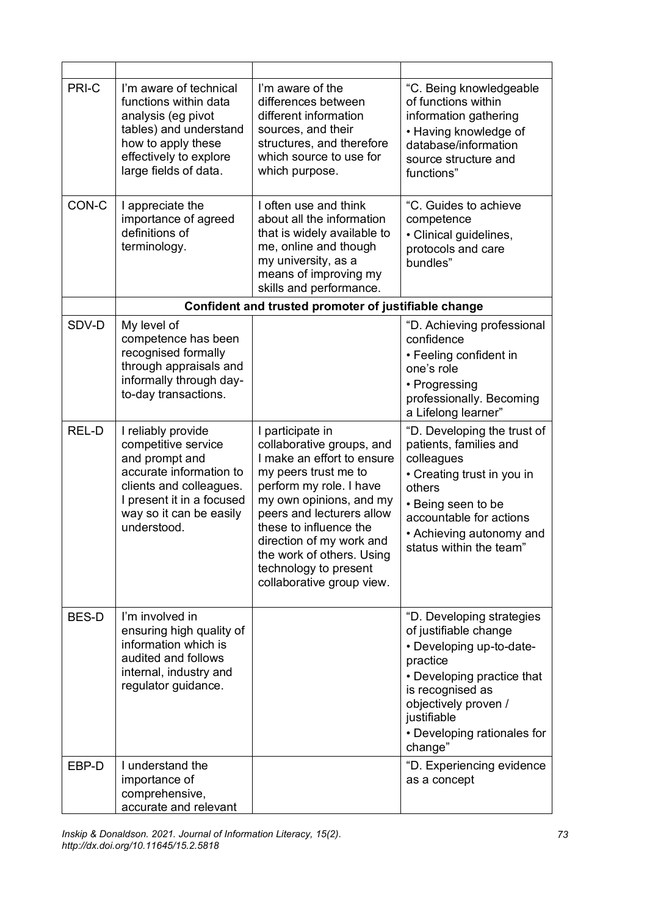| | | | |
|---|---|---|---|
| PRI-C | I'm aware of technical functions within data analysis (eg pivot tables) and understand how to apply these effectively to explore large fields of data. | I'm aware of the differences between different information sources, and their structures, and therefore which source to use for which purpose. | "C. Being knowledgeable of functions within information gathering<br>• Having knowledge of database/information source structure and functions" |
| CON-C | I appreciate the importance of agreed definitions of terminology. | I often use and think about all the information that is widely available to me, online and though my university, as a means of improving my skills and performance. | "C. Guides to achieve competence<br>• Clinical guidelines, protocols and care bundles" |
| | **Confident and trusted promoter of justifiable change** | | |
| SDV-D | My level of competence has been recognised formally through appraisals and informally through day-to-day transactions. | | "D. Achieving professional confidence<br>• Feeling confident in one's role<br>• Progressing professionally. Becoming a Lifelong learner" |
| REL-D | I reliably provide competitive service and prompt and accurate information to clients and colleagues. I present it in a focused way so it can be easily understood. | I participate in collaborative groups, and I make an effort to ensure my peers trust me to perform my role. I have my own opinions, and my peers and lecturers allow these to influence the direction of my work and the work of others. Using technology to present collaborative group view. | "D. Developing the trust of patients, families and colleagues<br>• Creating trust in you in others<br>• Being seen to be accountable for actions<br>• Achieving autonomy and status within the team" |
| BES-D | I'm involved in ensuring high quality of information which is audited and follows internal, industry and regulator guidance. | | "D. Developing strategies of justifiable change<br>• Developing up-to-date-practice<br>• Developing practice that is recognised as objectively proven / justifiable<br>• Developing rationales for change" |
| EBP-D | I understand the importance of comprehensive, accurate and relevant | | "D. Experiencing evidence as a concept |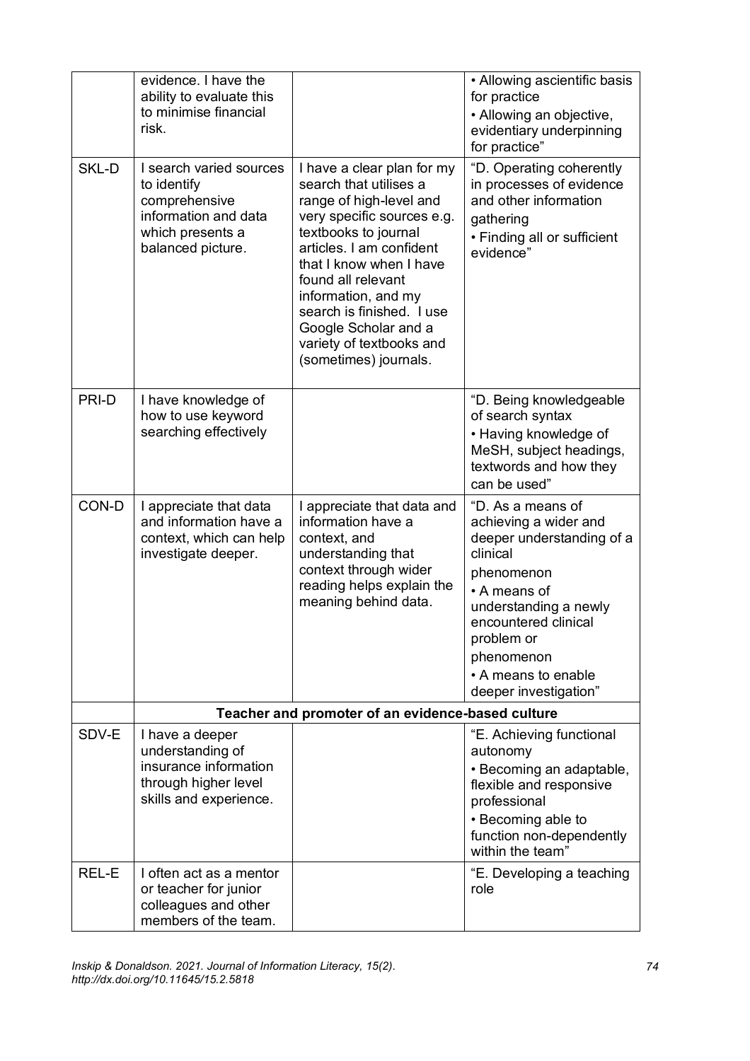|  |  |  |  |
|---|---|---|---|
|  | evidence. I have the ability to evaluate this to minimise financial risk. |  | • Allowing ascientific basis for practice<br>• Allowing an objective, evidentiary underpinning for practice" |
| SKL-D | I search varied sources to identify comprehensive information and data which presents a balanced picture. | I have a clear plan for my search that utilises a range of high-level and very specific sources e.g. textbooks to journal articles. I am confident that I know when I have found all relevant information, and my search is finished. I use Google Scholar and a variety of textbooks and (sometimes) journals. | "D. Operating coherently in processes of evidence and other information gathering<br>• Finding all or sufficient evidence" |
| PRI-D | I have knowledge of how to use keyword searching effectively |  | "D. Being knowledgeable of search syntax<br>• Having knowledge of MeSH, subject headings, textwords and how they can be used" |
| CON-D | I appreciate that data and information have a context, which can help investigate deeper. | I appreciate that data and information have a context, and understanding that context through wider reading helps explain the meaning behind data. | "D. As a means of achieving a wider and deeper understanding of a clinical phenomenon<br>• A means of understanding a newly encountered clinical problem or phenomenon<br>• A means to enable deeper investigation" |
|  | **Teacher and promoter of an evidence-based culture** |  |  |
| SDV-E | I have a deeper understanding of insurance information through higher level skills and experience. |  | "E. Achieving functional autonomy<br>• Becoming an adaptable, flexible and responsive professional<br>• Becoming able to function non-dependently within the team" |
| REL-E | I often act as a mentor or teacher for junior colleagues and other members of the team. |  | "E. Developing a teaching role |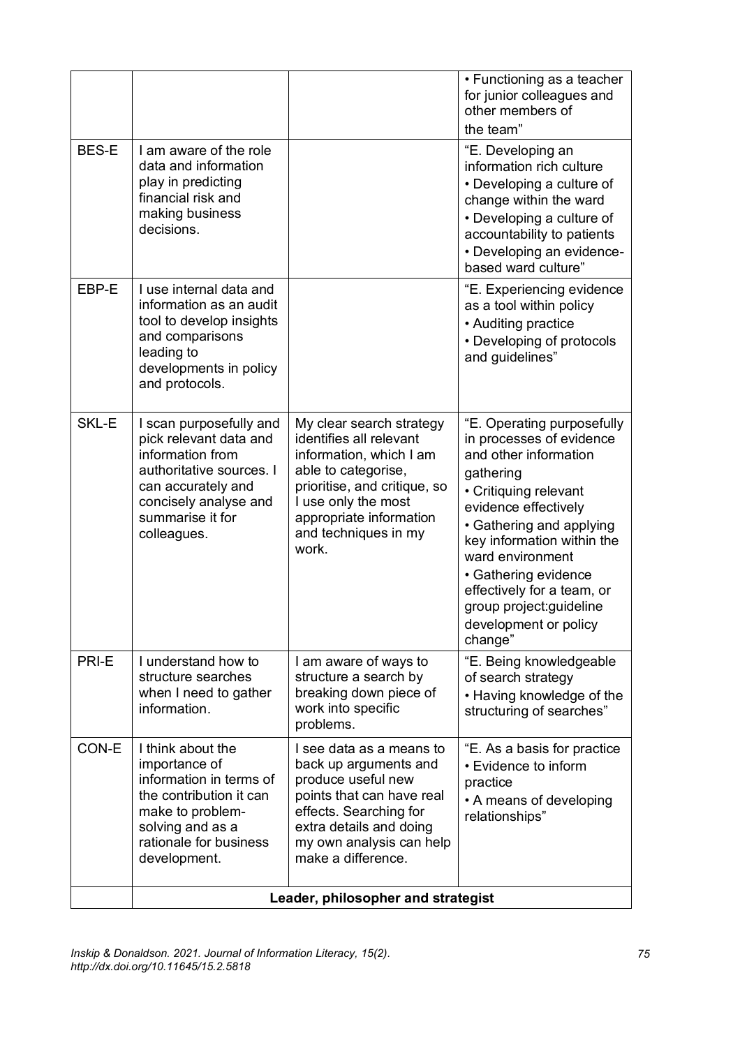| | | | |
|---|---|---|---|
| | | | • Functioning as a teacher for junior colleagues and other members of the team" |
| BES-E | I am aware of the role data and information play in predicting financial risk and making business decisions. | | "E. Developing an information rich culture<br>• Developing a culture of change within the ward<br>• Developing a culture of accountability to patients<br>• Developing an evidence-based ward culture" |
| EBP-E | I use internal data and information as an audit tool to develop insights and comparisons leading to developments in policy and protocols. | | "E. Experiencing evidence as a tool within policy<br>• Auditing practice<br>• Developing of protocols and guidelines" |
| SKL-E | I scan purposefully and pick relevant data and information from authoritative sources. I can accurately and concisely analyse and summarise it for colleagues. | My clear search strategy identifies all relevant information, which I am able to categorise, prioritise, and critique, so I use only the most appropriate information and techniques in my work. | "E. Operating purposefully in processes of evidence and other information gathering<br>• Critiquing relevant evidence effectively<br>• Gathering and applying key information within the ward environment<br>• Gathering evidence effectively for a team, or group project:guideline development or policy change" |
| PRI-E | I understand how to structure searches when I need to gather information. | I am aware of ways to structure a search by breaking down piece of work into specific problems. | "E. Being knowledgeable of search strategy<br>• Having knowledge of the structuring of searches" |
| CON-E | I think about the importance of information in terms of the contribution it can make to problem-solving and as a rationale for business development. | I see data as a means to back up arguments and produce useful new points that can have real effects. Searching for extra details and doing my own analysis can help make a difference. | "E. As a basis for practice<br>• Evidence to inform practice<br>• A means of developing relationships" |
| | **Leader, philosopher and strategist** | | |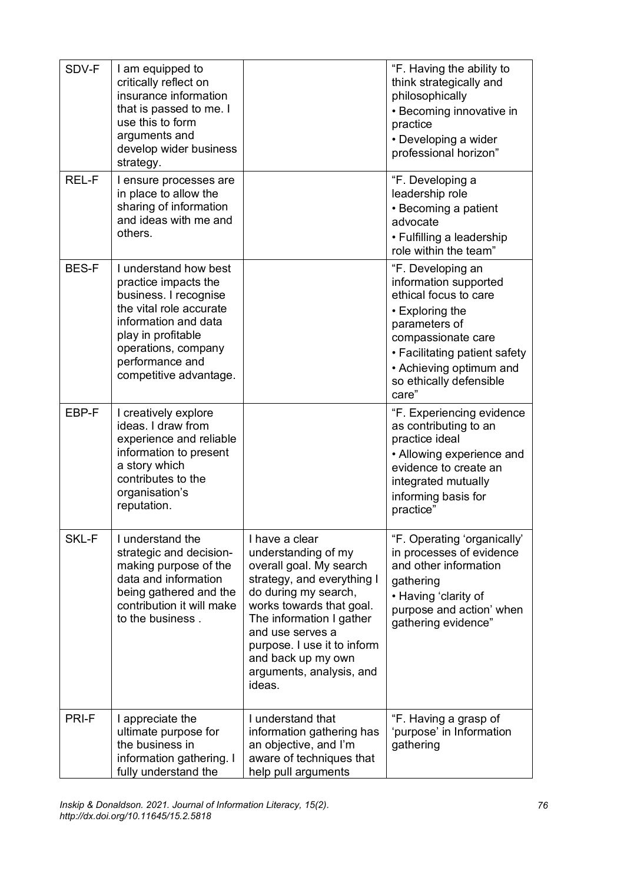| SDV-F | I am equipped to critically reflect on insurance information that is passed to me. I use this to form arguments and develop wider business strategy. | | "F. Having the ability to think strategically and philosophically • Becoming innovative in practice • Developing a wider professional horizon" |
|---|---|---|---|
| REL-F | I ensure processes are in place to allow the sharing of information and ideas with me and others. | | "F. Developing a leadership role • Becoming a patient advocate • Fulfilling a leadership role within the team" |
| BES-F | I understand how best practice impacts the business. I recognise the vital role accurate information and data play in profitable operations, company performance and competitive advantage. | | "F. Developing an information supported ethical focus to care • Exploring the parameters of compassionate care • Facilitating patient safety • Achieving optimum and so ethically defensible care" |
| EBP-F | I creatively explore ideas. I draw from experience and reliable information to present a story which contributes to the organisation's reputation. | | "F. Experiencing evidence as contributing to an practice ideal • Allowing experience and evidence to create an integrated mutually informing basis for practice" |
| SKL-F | I understand the strategic and decision-making purpose of the data and information being gathered and the contribution it will make to the business . | I have a clear understanding of my overall goal. My search strategy, and everything I do during my search, works towards that goal. The information I gather and use serves a purpose. I use it to inform and back up my own arguments, analysis, and ideas. | "F. Operating 'organically' in processes of evidence and other information gathering • Having 'clarity of purpose and action' when gathering evidence" |
| PRI-F | I appreciate the ultimate purpose for the business in information gathering. I fully understand the | I understand that information gathering has an objective, and I'm aware of techniques that help pull arguments | "F. Having a grasp of 'purpose' in Information gathering |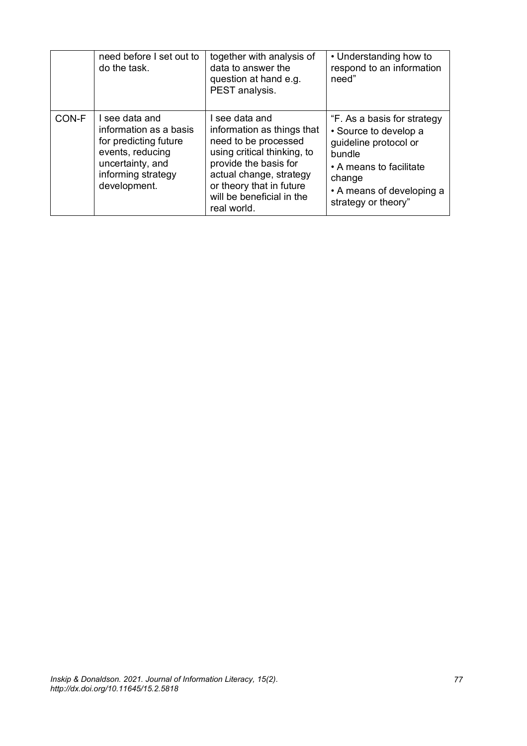| | | | |
|---|---|---|---|
| | need before I set out to do the task. | together with analysis of data to answer the question at hand e.g. PEST analysis. | • Understanding how to respond to an information need" |
| CON-F | I see data and information as a basis for predicting future events, reducing uncertainty, and informing strategy development. | I see data and information as things that need to be processed using critical thinking, to provide the basis for actual change, strategy or theory that in future will be beneficial in the real world. | "F. As a basis for strategy • Source to develop a guideline protocol or bundle • A means to facilitate change • A means of developing a strategy or theory" |